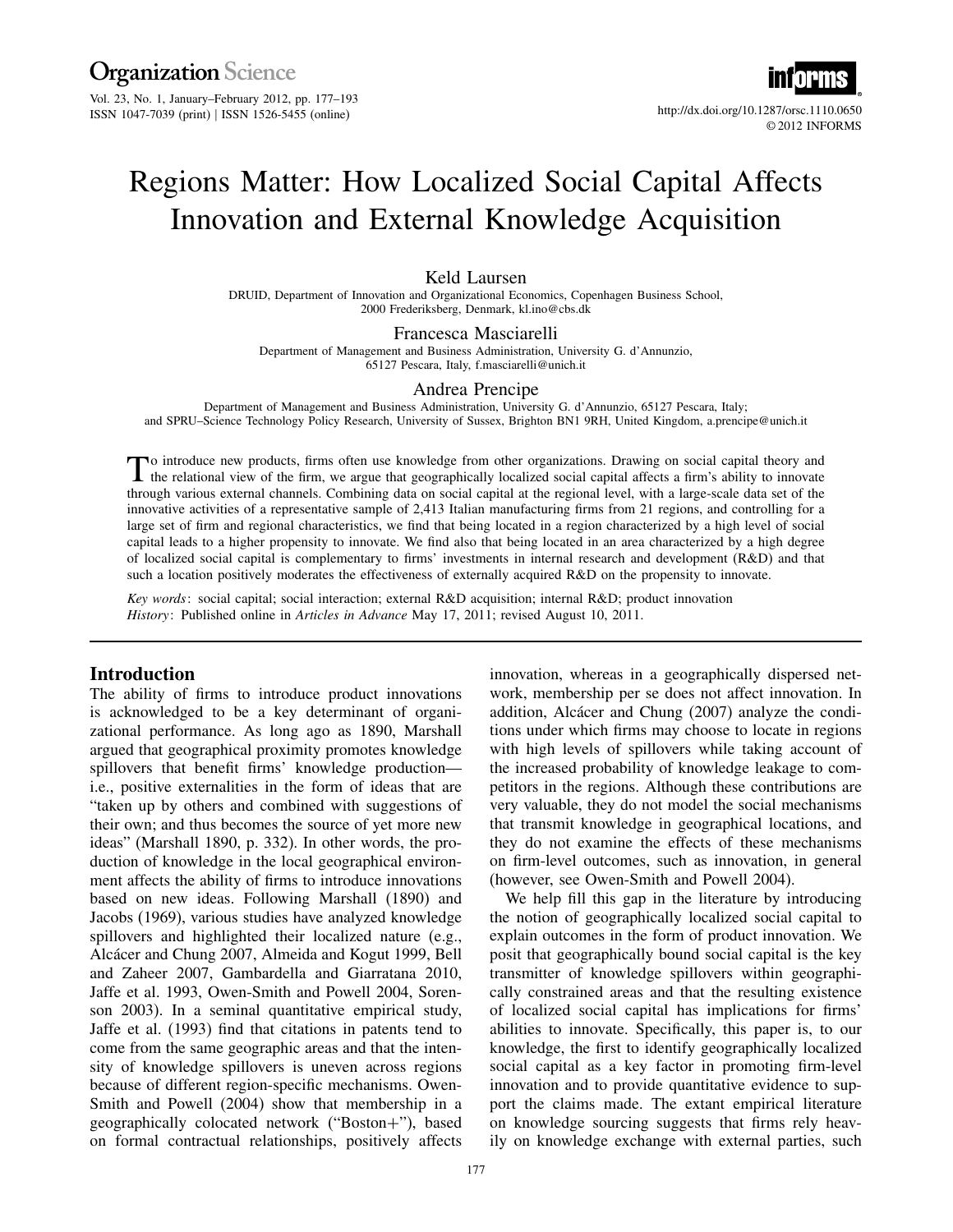# Regions Matter: How Localized Social Capital Affects Innovation and External Knowledge Acquisition

Keld Laursen
DRUID, Department of Innovation and Organizational Economics, Copenhagen Business School, 2000 Frederiksberg, Denmark, kl.ino@cbs.dk

Francesca Masciarelli
Department of Management and Business Administration, University G. d'Annunzio, 65127 Pescara, Italy, f.masciarelli@unich.it

Andrea Prencipe
Department of Management and Business Administration, University G. d'Annunzio, 65127 Pescara, Italy; and SPRU–Science Technology Policy Research, University of Sussex, Brighton BN1 9RH, United Kingdom, a.prencipe@unich.it

To introduce new products, firms often use knowledge from other organizations. Drawing on social capital theory and the relational view of the firm, we argue that geographically localized social capital affects a firm's ability to innovate through various external channels. Combining data on social capital at the regional level, with a large-scale data set of the innovative activities of a representative sample of 2,413 Italian manufacturing firms from 21 regions, and controlling for a large set of firm and regional characteristics, we find that being located in a region characterized by a high level of social capital leads to a higher propensity to innovate. We find also that being located in an area characterized by a high degree of localized social capital is complementary to firms' investments in internal research and development (R&D) and that such a location positively moderates the effectiveness of externally acquired R&D on the propensity to innovate.

*Key words*: social capital; social interaction; external R&D acquisition; internal R&D; product innovation
*History*: Published online in *Articles in Advance* May 17, 2011; revised August 10, 2011.

## Introduction

The ability of firms to introduce product innovations is acknowledged to be a key determinant of organizational performance. As long ago as 1890, Marshall argued that geographical proximity promotes knowledge spillovers that benefit firms' knowledge production—i.e., positive externalities in the form of ideas that are "taken up by others and combined with suggestions of their own; and thus becomes the source of yet more new ideas" (Marshall 1890, p. 332). In other words, the production of knowledge in the local geographical environment affects the ability of firms to introduce innovations based on new ideas. Following Marshall (1890) and Jacobs (1969), various studies have analyzed knowledge spillovers and highlighted their localized nature (e.g., Alcácer and Chung 2007, Almeida and Kogut 1999, Bell and Zaheer 2007, Gambardella and Giarratana 2010, Jaffe et al. 1993, Owen-Smith and Powell 2004, Sorenson 2003). In a seminal quantitative empirical study, Jaffe et al. (1993) find that citations in patents tend to come from the same geographic areas and that the intensity of knowledge spillovers is uneven across regions because of different region-specific mechanisms. Owen-Smith and Powell (2004) show that membership in a geographically colocated network ("Boston+"), based on formal contractual relationships, positively affects innovation, whereas in a geographically dispersed network, membership per se does not affect innovation. In addition, Alcácer and Chung (2007) analyze the conditions under which firms may choose to locate in regions with high levels of spillovers while taking account of the increased probability of knowledge leakage to competitors in the regions. Although these contributions are very valuable, they do not model the social mechanisms that transmit knowledge in geographical locations, and they do not examine the effects of these mechanisms on firm-level outcomes, such as innovation, in general (however, see Owen-Smith and Powell 2004).

We help fill this gap in the literature by introducing the notion of geographically localized social capital to explain outcomes in the form of product innovation. We posit that geographically bound social capital is the key transmitter of knowledge spillovers within geographically constrained areas and that the resulting existence of localized social capital has implications for firms' abilities to innovate. Specifically, this paper is, to our knowledge, the first to identify geographically localized social capital as a key factor in promoting firm-level innovation and to provide quantitative evidence to support the claims made. The extant empirical literature on knowledge sourcing suggests that firms rely heavily on knowledge exchange with external parties, such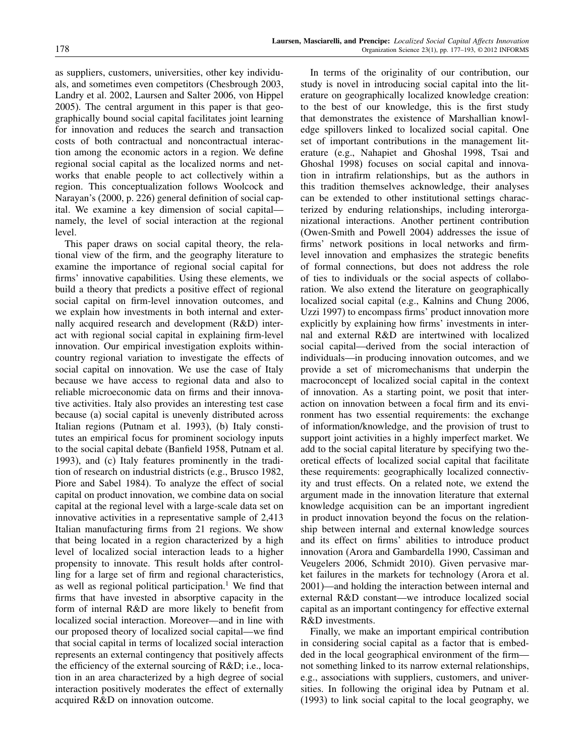as suppliers, customers, universities, other key individuals, and sometimes even competitors (Chesbrough 2003, Landry et al. 2002, Laursen and Salter 2006, von Hippel 2005). The central argument in this paper is that geographically bound social capital facilitates joint learning for innovation and reduces the search and transaction costs of both contractual and noncontractual interaction among the economic actors in a region. We define regional social capital as the localized norms and networks that enable people to act collectively within a region. This conceptualization follows Woolcock and Narayan's (2000, p. 226) general definition of social capital. We examine a key dimension of social capital—namely, the level of social interaction at the regional level.

This paper draws on social capital theory, the relational view of the firm, and the geography literature to examine the importance of regional social capital for firms' innovative capabilities. Using these elements, we build a theory that predicts a positive effect of regional social capital on firm-level innovation outcomes, and we explain how investments in both internal and externally acquired research and development (R&D) interact with regional social capital in explaining firm-level innovation. Our empirical investigation exploits within-country regional variation to investigate the effects of social capital on innovation. We use the case of Italy because we have access to regional data and also to reliable microeconomic data on firms and their innovative activities. Italy also provides an interesting test case because (a) social capital is unevenly distributed across Italian regions (Putnam et al. 1993), (b) Italy constitutes an empirical focus for prominent sociology inputs to the social capital debate (Banfield 1958, Putnam et al. 1993), and (c) Italy features prominently in the tradition of research on industrial districts (e.g., Brusco 1982, Piore and Sabel 1984). To analyze the effect of social capital on product innovation, we combine data on social capital at the regional level with a large-scale data set on innovative activities in a representative sample of 2,413 Italian manufacturing firms from 21 regions. We show that being located in a region characterized by a high level of localized social interaction leads to a higher propensity to innovate. This result holds after controlling for a large set of firm and regional characteristics, as well as regional political participation.[1] We find that firms that have invested in absorptive capacity in the form of internal R&D are more likely to benefit from localized social interaction. Moreover—and in line with our proposed theory of localized social capital—we find that social capital in terms of localized social interaction represents an external contingency that positively affects the efficiency of the external sourcing of R&D; i.e., location in an area characterized by a high degree of social interaction positively moderates the effect of externally acquired R&D on innovation outcome.

In terms of the originality of our contribution, our study is novel in introducing social capital into the literature on geographically localized knowledge creation: to the best of our knowledge, this is the first study that demonstrates the existence of Marshallian knowledge spillovers linked to localized social capital. One set of important contributions in the management literature (e.g., Nahapiet and Ghoshal 1998, Tsai and Ghoshal 1998) focuses on social capital and innovation in intrafirm relationships, but as the authors in this tradition themselves acknowledge, their analyses can be extended to other institutional settings characterized by enduring relationships, including interorganizational interactions. Another pertinent contribution (Owen-Smith and Powell 2004) addresses the issue of firms' network positions in local networks and firm-level innovation and emphasizes the strategic benefits of formal connections, but does not address the role of ties to individuals or the social aspects of collaboration. We also extend the literature on geographically localized social capital (e.g., Kalnins and Chung 2006, Uzzi 1997) to encompass firms' product innovation more explicitly by explaining how firms' investments in internal and external R&D are intertwined with localized social capital—derived from the social interaction of individuals—in producing innovation outcomes, and we provide a set of micromechanisms that underpin the macroconcept of localized social capital in the context of innovation. As a starting point, we posit that interaction on innovation between a focal firm and its environment has two essential requirements: the exchange of information/knowledge, and the provision of trust to support joint activities in a highly imperfect market. We add to the social capital literature by specifying two theoretical effects of localized social capital that facilitate these requirements: geographically localized connectivity and trust effects. On a related note, we extend the argument made in the innovation literature that external knowledge acquisition can be an important ingredient in product innovation beyond the focus on the relationship between internal and external knowledge sources and its effect on firms' abilities to introduce product innovation (Arora and Gambardella 1990, Cassiman and Veugelers 2006, Schmidt 2010). Given pervasive market failures in the markets for technology (Arora et al. 2001)—and holding the interaction between internal and external R&D constant—we introduce localized social capital as an important contingency for effective external R&D investments.

Finally, we make an important empirical contribution in considering social capital as a factor that is embedded in the local geographical environment of the firm—not something linked to its narrow external relationships, e.g., associations with suppliers, customers, and universities. In following the original idea by Putnam et al. (1993) to link social capital to the local geography, we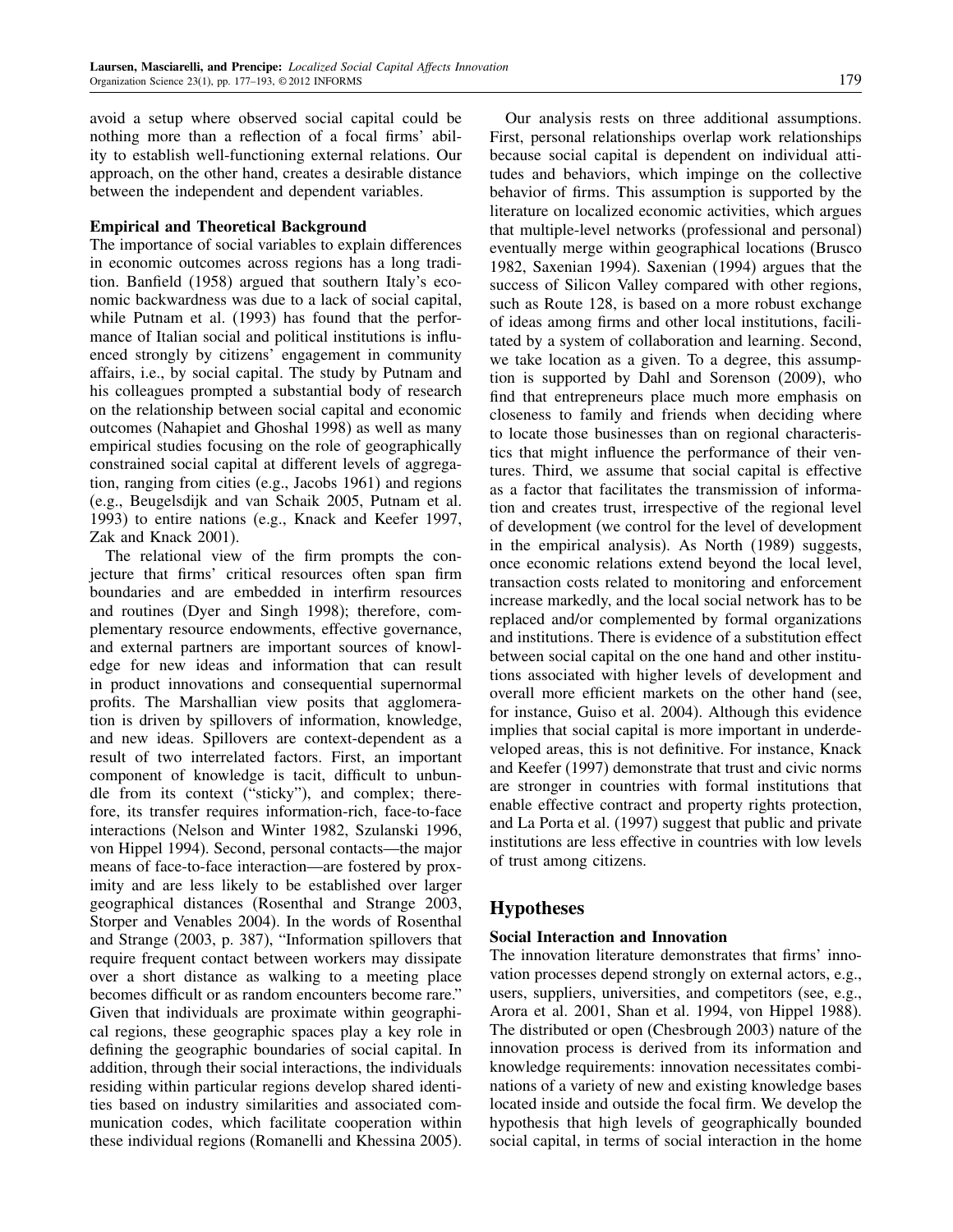avoid a setup where observed social capital could be nothing more than a reflection of a focal firms' ability to establish well-functioning external relations. Our approach, on the other hand, creates a desirable distance between the independent and dependent variables.

### Empirical and Theoretical Background

The importance of social variables to explain differences in economic outcomes across regions has a long tradition. Banfield (1958) argued that southern Italy's economic backwardness was due to a lack of social capital, while Putnam et al. (1993) has found that the performance of Italian social and political institutions is influenced strongly by citizens' engagement in community affairs, i.e., by social capital. The study by Putnam and his colleagues prompted a substantial body of research on the relationship between social capital and economic outcomes (Nahapiet and Ghoshal 1998) as well as many empirical studies focusing on the role of geographically constrained social capital at different levels of aggregation, ranging from cities (e.g., Jacobs 1961) and regions (e.g., Beugelsdijk and van Schaik 2005, Putnam et al. 1993) to entire nations (e.g., Knack and Keefer 1997, Zak and Knack 2001).

The relational view of the firm prompts the conjecture that firms' critical resources often span firm boundaries and are embedded in interfirm resources and routines (Dyer and Singh 1998); therefore, complementary resource endowments, effective governance, and external partners are important sources of knowledge for new ideas and information that can result in product innovations and consequential supernormal profits. The Marshallian view posits that agglomeration is driven by spillovers of information, knowledge, and new ideas. Spillovers are context-dependent as a result of two interrelated factors. First, an important component of knowledge is tacit, difficult to unbundle from its context ("sticky"), and complex; therefore, its transfer requires information-rich, face-to-face interactions (Nelson and Winter 1982, Szulanski 1996, von Hippel 1994). Second, personal contacts—the major means of face-to-face interaction—are fostered by proximity and are less likely to be established over larger geographical distances (Rosenthal and Strange 2003, Storper and Venables 2004). In the words of Rosenthal and Strange (2003, p. 387), "Information spillovers that require frequent contact between workers may dissipate over a short distance as walking to a meeting place becomes difficult or as random encounters become rare." Given that individuals are proximate within geographical regions, these geographic spaces play a key role in defining the geographic boundaries of social capital. In addition, through their social interactions, the individuals residing within particular regions develop shared identities based on industry similarities and associated communication codes, which facilitate cooperation within these individual regions (Romanelli and Khessina 2005).

Our analysis rests on three additional assumptions. First, personal relationships overlap work relationships because social capital is dependent on individual attitudes and behaviors, which impinge on the collective behavior of firms. This assumption is supported by the literature on localized economic activities, which argues that multiple-level networks (professional and personal) eventually merge within geographical locations (Brusco 1982, Saxenian 1994). Saxenian (1994) argues that the success of Silicon Valley compared with other regions, such as Route 128, is based on a more robust exchange of ideas among firms and other local institutions, facilitated by a system of collaboration and learning. Second, we take location as a given. To a degree, this assumption is supported by Dahl and Sorenson (2009), who find that entrepreneurs place much more emphasis on closeness to family and friends when deciding where to locate those businesses than on regional characteristics that might influence the performance of their ventures. Third, we assume that social capital is effective as a factor that facilitates the transmission of information and creates trust, irrespective of the regional level of development (we control for the level of development in the empirical analysis). As North (1989) suggests, once economic relations extend beyond the local level, transaction costs related to monitoring and enforcement increase markedly, and the local social network has to be replaced and/or complemented by formal organizations and institutions. There is evidence of a substitution effect between social capital on the one hand and other institutions associated with higher levels of development and overall more efficient markets on the other hand (see, for instance, Guiso et al. 2004). Although this evidence implies that social capital is more important in underdeveloped areas, this is not definitive. For instance, Knack and Keefer (1997) demonstrate that trust and civic norms are stronger in countries with formal institutions that enable effective contract and property rights protection, and La Porta et al. (1997) suggest that public and private institutions are less effective in countries with low levels of trust among citizens.

## Hypotheses

### Social Interaction and Innovation

The innovation literature demonstrates that firms' innovation processes depend strongly on external actors, e.g., users, suppliers, universities, and competitors (see, e.g., Arora et al. 2001, Shan et al. 1994, von Hippel 1988). The distributed or open (Chesbrough 2003) nature of the innovation process is derived from its information and knowledge requirements: innovation necessitates combinations of a variety of new and existing knowledge bases located inside and outside the focal firm. We develop the hypothesis that high levels of geographically bounded social capital, in terms of social interaction in the home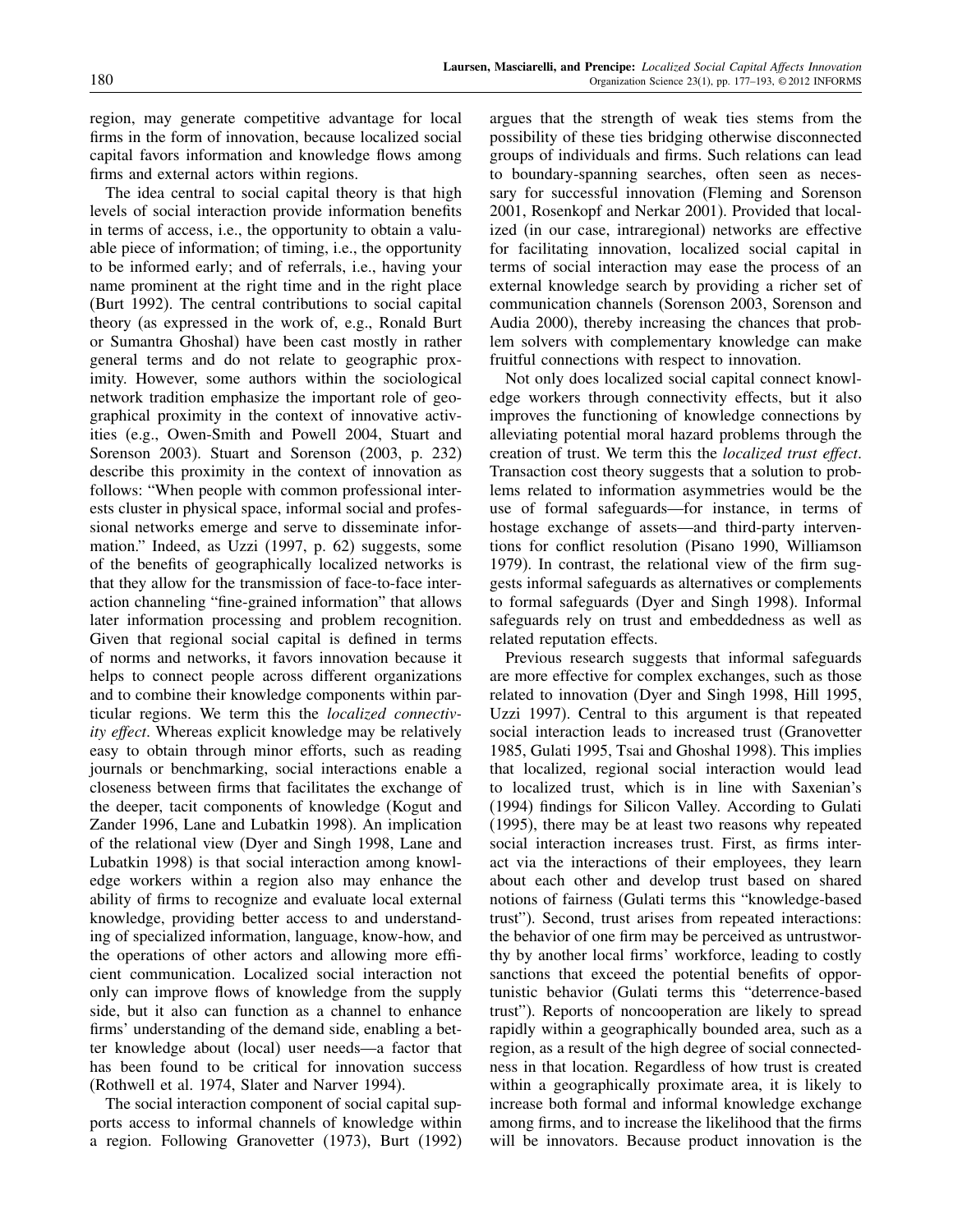region, may generate competitive advantage for local firms in the form of innovation, because localized social capital favors information and knowledge flows among firms and external actors within regions.

The idea central to social capital theory is that high levels of social interaction provide information benefits in terms of access, i.e., the opportunity to obtain a valuable piece of information; of timing, i.e., the opportunity to be informed early; and of referrals, i.e., having your name prominent at the right time and in the right place (Burt 1992). The central contributions to social capital theory (as expressed in the work of, e.g., Ronald Burt or Sumantra Ghoshal) have been cast mostly in rather general terms and do not relate to geographic proximity. However, some authors within the sociological network tradition emphasize the important role of geographical proximity in the context of innovative activities (e.g., Owen-Smith and Powell 2004, Stuart and Sorenson 2003). Stuart and Sorenson (2003, p. 232) describe this proximity in the context of innovation as follows: "When people with common professional interests cluster in physical space, informal social and professional networks emerge and serve to disseminate information." Indeed, as Uzzi (1997, p. 62) suggests, some of the benefits of geographically localized networks is that they allow for the transmission of face-to-face interaction channeling "fine-grained information" that allows later information processing and problem recognition. Given that regional social capital is defined in terms of norms and networks, it favors innovation because it helps to connect people across different organizations and to combine their knowledge components within particular regions. We term this the *localized connectivity effect*. Whereas explicit knowledge may be relatively easy to obtain through minor efforts, such as reading journals or benchmarking, social interactions enable a closeness between firms that facilitates the exchange of the deeper, tacit components of knowledge (Kogut and Zander 1996, Lane and Lubatkin 1998). An implication of the relational view (Dyer and Singh 1998, Lane and Lubatkin 1998) is that social interaction among knowledge workers within a region also may enhance the ability of firms to recognize and evaluate local external knowledge, providing better access to and understanding of specialized information, language, know-how, and the operations of other actors and allowing more efficient communication. Localized social interaction not only can improve flows of knowledge from the supply side, but it also can function as a channel to enhance firms' understanding of the demand side, enabling a better knowledge about (local) user needs—a factor that has been found to be critical for innovation success (Rothwell et al. 1974, Slater and Narver 1994).

The social interaction component of social capital supports access to informal channels of knowledge within a region. Following Granovetter (1973), Burt (1992) argues that the strength of weak ties stems from the possibility of these ties bridging otherwise disconnected groups of individuals and firms. Such relations can lead to boundary-spanning searches, often seen as necessary for successful innovation (Fleming and Sorenson 2001, Rosenkopf and Nerkar 2001). Provided that localized (in our case, intraregional) networks are effective for facilitating innovation, localized social capital in terms of social interaction may ease the process of an external knowledge search by providing a richer set of communication channels (Sorenson 2003, Sorenson and Audia 2000), thereby increasing the chances that problem solvers with complementary knowledge can make fruitful connections with respect to innovation.

Not only does localized social capital connect knowledge workers through connectivity effects, but it also improves the functioning of knowledge connections by alleviating potential moral hazard problems through the creation of trust. We term this the *localized trust effect*. Transaction cost theory suggests that a solution to problems related to information asymmetries would be the use of formal safeguards—for instance, in terms of hostage exchange of assets—and third-party interventions for conflict resolution (Pisano 1990, Williamson 1979). In contrast, the relational view of the firm suggests informal safeguards as alternatives or complements to formal safeguards (Dyer and Singh 1998). Informal safeguards rely on trust and embeddedness as well as related reputation effects.

Previous research suggests that informal safeguards are more effective for complex exchanges, such as those related to innovation (Dyer and Singh 1998, Hill 1995, Uzzi 1997). Central to this argument is that repeated social interaction leads to increased trust (Granovetter 1985, Gulati 1995, Tsai and Ghoshal 1998). This implies that localized, regional social interaction would lead to localized trust, which is in line with Saxenian's (1994) findings for Silicon Valley. According to Gulati (1995), there may be at least two reasons why repeated social interaction increases trust. First, as firms interact via the interactions of their employees, they learn about each other and develop trust based on shared notions of fairness (Gulati terms this "knowledge-based trust"). Second, trust arises from repeated interactions: the behavior of one firm may be perceived as untrustworthy by another local firms' workforce, leading to costly sanctions that exceed the potential benefits of opportunistic behavior (Gulati terms this "deterrence-based trust"). Reports of noncooperation are likely to spread rapidly within a geographically bounded area, such as a region, as a result of the high degree of social connectedness in that location. Regardless of how trust is created within a geographically proximate area, it is likely to increase both formal and informal knowledge exchange among firms, and to increase the likelihood that the firms will be innovators. Because product innovation is the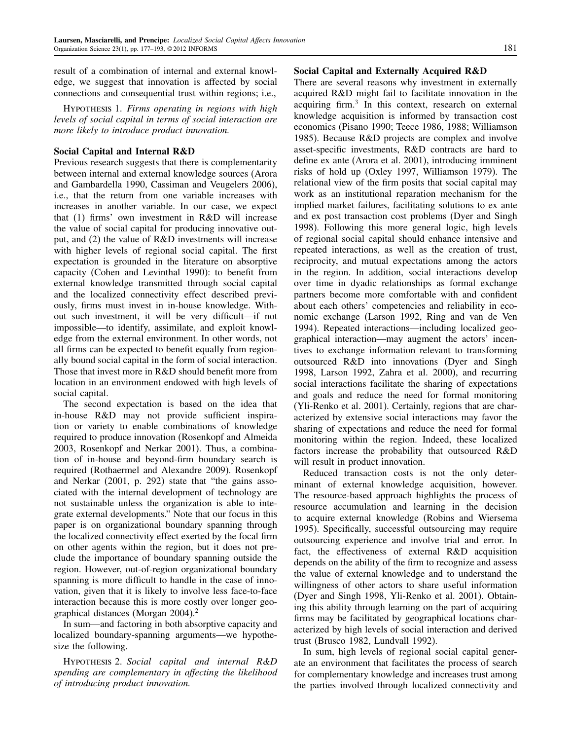result of a combination of internal and external knowledge, we suggest that innovation is affected by social connections and consequential trust within regions; i.e.,

Hypothesis 1. *Firms operating in regions with high levels of social capital in terms of social interaction are more likely to introduce product innovation.*

### Social Capital and Internal R&D

Previous research suggests that there is complementarity between internal and external knowledge sources (Arora and Gambardella 1990, Cassiman and Veugelers 2006), i.e., that the return from one variable increases with increases in another variable. In our case, we expect that (1) firms' own investment in R&D will increase the value of social capital for producing innovative output, and (2) the value of R&D investments will increase with higher levels of regional social capital. The first expectation is grounded in the literature on absorptive capacity (Cohen and Levinthal 1990): to benefit from external knowledge transmitted through social capital and the localized connectivity effect described previously, firms must invest in in-house knowledge. Without such investment, it will be very difficult—if not impossible—to identify, assimilate, and exploit knowledge from the external environment. In other words, not all firms can be expected to benefit equally from regionally bound social capital in the form of social interaction. Those that invest more in R&D should benefit more from location in an environment endowed with high levels of social capital.

The second expectation is based on the idea that in-house R&D may not provide sufficient inspiration or variety to enable combinations of knowledge required to produce innovation (Rosenkopf and Almeida 2003, Rosenkopf and Nerkar 2001). Thus, a combination of in-house and beyond-firm boundary search is required (Rothaermel and Alexandre 2009). Rosenkopf and Nerkar (2001, p. 292) state that "the gains associated with the internal development of technology are not sustainable unless the organization is able to integrate external developments." Note that our focus in this paper is on organizational boundary spanning through the localized connectivity effect exerted by the focal firm on other agents within the region, but it does not preclude the importance of boundary spanning outside the region. However, out-of-region organizational boundary spanning is more difficult to handle in the case of innovation, given that it is likely to involve less face-to-face interaction because this is more costly over longer geographical distances (Morgan 2004).[2]

In sum—and factoring in both absorptive capacity and localized boundary-spanning arguments—we hypothesize the following.

Hypothesis 2. *Social capital and internal R&D spending are complementary in affecting the likelihood of introducing product innovation.*

### Social Capital and Externally Acquired R&D

There are several reasons why investment in externally acquired R&D might fail to facilitate innovation in the acquiring firm.[3] In this context, research on external knowledge acquisition is informed by transaction cost economics (Pisano 1990; Teece 1986, 1988; Williamson 1985). Because R&D projects are complex and involve asset-specific investments, R&D contracts are hard to define ex ante (Arora et al. 2001), introducing imminent risks of hold up (Oxley 1997, Williamson 1979). The relational view of the firm posits that social capital may work as an institutional reparation mechanism for the implied market failures, facilitating solutions to ex ante and ex post transaction cost problems (Dyer and Singh 1998). Following this more general logic, high levels of regional social capital should enhance intensive and repeated interactions, as well as the creation of trust, reciprocity, and mutual expectations among the actors in the region. In addition, social interactions develop over time in dyadic relationships as formal exchange partners become more comfortable with and confident about each others' competencies and reliability in economic exchange (Larson 1992, Ring and van de Ven 1994). Repeated interactions—including localized geographical interaction—may augment the actors' incentives to exchange information relevant to transforming outsourced R&D into innovations (Dyer and Singh 1998, Larson 1992, Zahra et al. 2000), and recurring social interactions facilitate the sharing of expectations and goals and reduce the need for formal monitoring (Yli-Renko et al. 2001). Certainly, regions that are characterized by extensive social interactions may favor the sharing of expectations and reduce the need for formal monitoring within the region. Indeed, these localized factors increase the probability that outsourced R&D will result in product innovation.

Reduced transaction costs is not the only determinant of external knowledge acquisition, however. The resource-based approach highlights the process of resource accumulation and learning in the decision to acquire external knowledge (Robins and Wiersema 1995). Specifically, successful outsourcing may require outsourcing experience and involve trial and error. In fact, the effectiveness of external R&D acquisition depends on the ability of the firm to recognize and assess the value of external knowledge and to understand the willingness of other actors to share useful information (Dyer and Singh 1998, Yli-Renko et al. 2001). Obtaining this ability through learning on the part of acquiring firms may be facilitated by geographical locations characterized by high levels of social interaction and derived trust (Brusco 1982, Lundvall 1992).

In sum, high levels of regional social capital generate an environment that facilitates the process of search for complementary knowledge and increases trust among the parties involved through localized connectivity and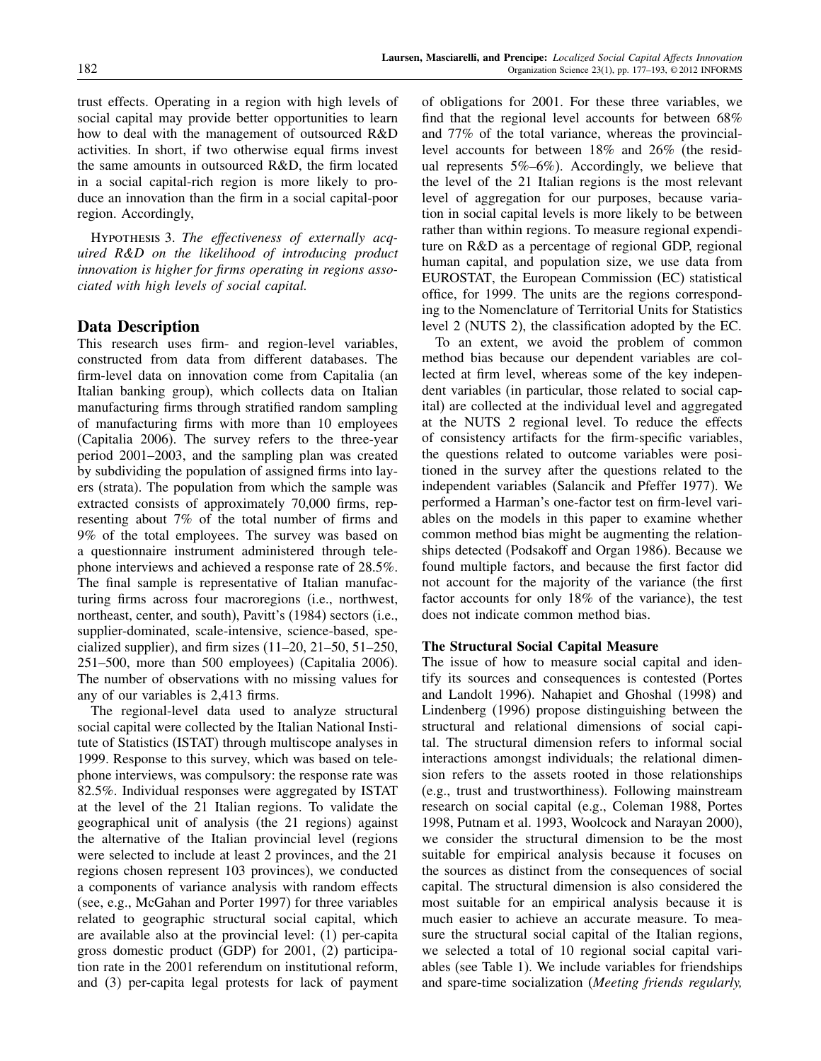trust effects. Operating in a region with high levels of social capital may provide better opportunities to learn how to deal with the management of outsourced R&D activities. In short, if two otherwise equal firms invest the same amounts in outsourced R&D, the firm located in a social capital-rich region is more likely to produce an innovation than the firm in a social capital-poor region. Accordingly,

HYPOTHESIS 3. *The effectiveness of externally acquired R&D on the likelihood of introducing product innovation is higher for firms operating in regions associated with high levels of social capital.*

## Data Description

This research uses firm- and region-level variables, constructed from data from different databases. The firm-level data on innovation come from Capitalia (an Italian banking group), which collects data on Italian manufacturing firms through stratified random sampling of manufacturing firms with more than 10 employees (Capitalia 2006). The survey refers to the three-year period 2001–2003, and the sampling plan was created by subdividing the population of assigned firms into layers (strata). The population from which the sample was extracted consists of approximately 70,000 firms, representing about 7% of the total number of firms and 9% of the total employees. The survey was based on a questionnaire instrument administered through telephone interviews and achieved a response rate of 28.5%. The final sample is representative of Italian manufacturing firms across four macroregions (i.e., northwest, northeast, center, and south), Pavitt's (1984) sectors (i.e., supplier-dominated, scale-intensive, science-based, specialized supplier), and firm sizes (11–20, 21–50, 51–250, 251–500, more than 500 employees) (Capitalia 2006). The number of observations with no missing values for any of our variables is 2,413 firms.

The regional-level data used to analyze structural social capital were collected by the Italian National Institute of Statistics (ISTAT) through multiscope analyses in 1999. Response to this survey, which was based on telephone interviews, was compulsory: the response rate was 82.5%. Individual responses were aggregated by ISTAT at the level of the 21 Italian regions. To validate the geographical unit of analysis (the 21 regions) against the alternative of the Italian provincial level (regions were selected to include at least 2 provinces, and the 21 regions chosen represent 103 provinces), we conducted a components of variance analysis with random effects (see, e.g., McGahan and Porter 1997) for three variables related to geographic structural social capital, which are available also at the provincial level: (1) per-capita gross domestic product (GDP) for 2001, (2) participation rate in the 2001 referendum on institutional reform, and (3) per-capita legal protests for lack of payment of obligations for 2001. For these three variables, we find that the regional level accounts for between 68% and 77% of the total variance, whereas the provincial-level accounts for between 18% and 26% (the residual represents 5%–6%). Accordingly, we believe that the level of the 21 Italian regions is the most relevant level of aggregation for our purposes, because variation in social capital levels is more likely to be between rather than within regions. To measure regional expenditure on R&D as a percentage of regional GDP, regional human capital, and population size, we use data from EUROSTAT, the European Commission (EC) statistical office, for 1999. The units are the regions corresponding to the Nomenclature of Territorial Units for Statistics level 2 (NUTS 2), the classification adopted by the EC.

To an extent, we avoid the problem of common method bias because our dependent variables are collected at firm level, whereas some of the key independent variables (in particular, those related to social capital) are collected at the individual level and aggregated at the NUTS 2 regional level. To reduce the effects of consistency artifacts for the firm-specific variables, the questions related to outcome variables were positioned in the survey after the questions related to the independent variables (Salancik and Pfeffer 1977). We performed a Harman's one-factor test on firm-level variables on the models in this paper to examine whether common method bias might be augmenting the relationships detected (Podsakoff and Organ 1986). Because we found multiple factors, and because the first factor did not account for the majority of the variance (the first factor accounts for only 18% of the variance), the test does not indicate common method bias.

### The Structural Social Capital Measure

The issue of how to measure social capital and identify its sources and consequences is contested (Portes and Landolt 1996). Nahapiet and Ghoshal (1998) and Lindenberg (1996) propose distinguishing between the structural and relational dimensions of social capital. The structural dimension refers to informal social interactions amongst individuals; the relational dimension refers to the assets rooted in those relationships (e.g., trust and trustworthiness). Following mainstream research on social capital (e.g., Coleman 1988, Portes 1998, Putnam et al. 1993, Woolcock and Narayan 2000), we consider the structural dimension to be the most suitable for empirical analysis because it focuses on the sources as distinct from the consequences of social capital. The structural dimension is also considered the most suitable for an empirical analysis because it is much easier to achieve an accurate measure. To measure the structural social capital of the Italian regions, we selected a total of 10 regional social capital variables (see Table 1). We include variables for friendships and spare-time socialization (*Meeting friends regularly,*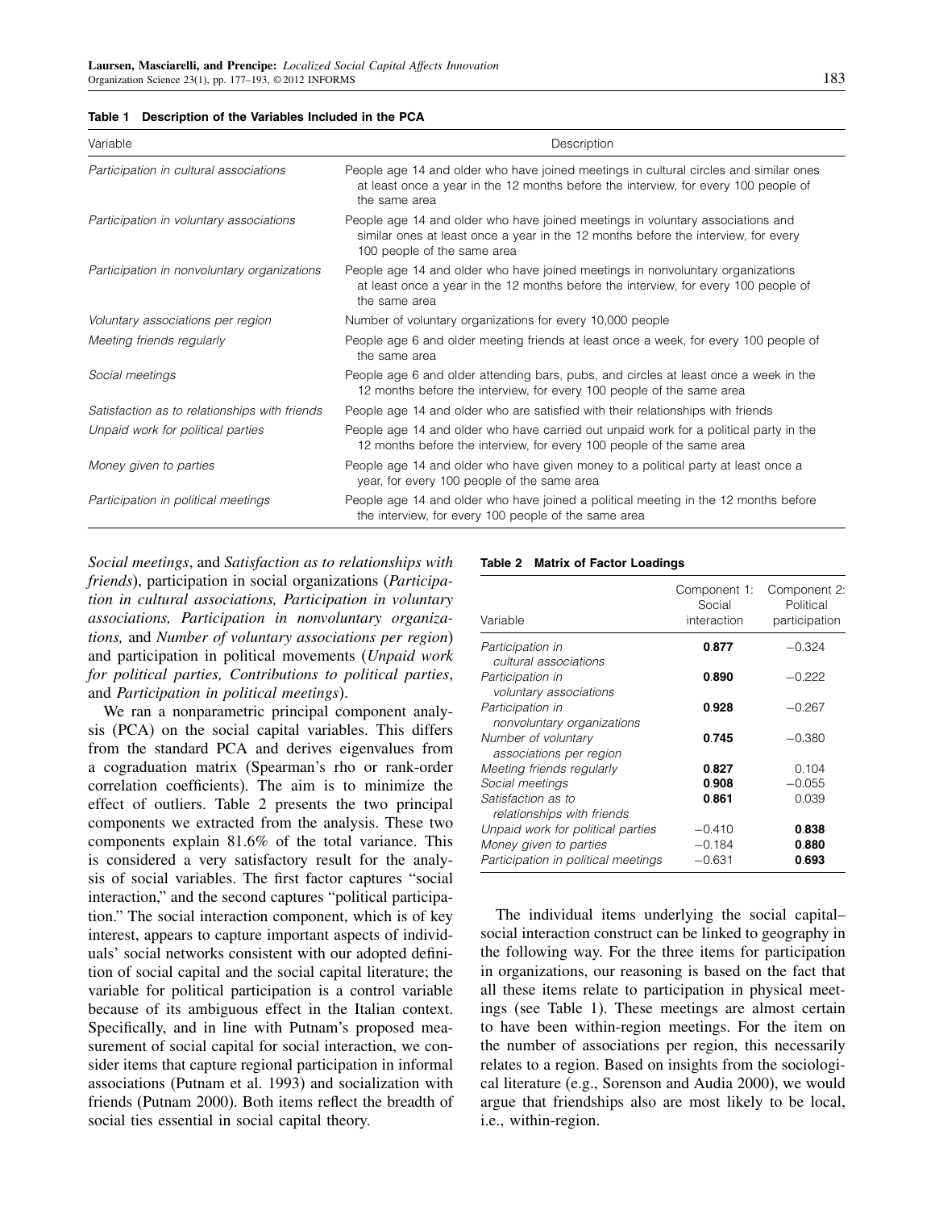**Table 1 Description of the Variables Included in the PCA**

| Variable | Description |
|---|---|
| *Participation in cultural associations* | People age 14 and older who have joined meetings in cultural circles and similar ones at least once a year in the 12 months before the interview, for every 100 people of the same area |
| *Participation in voluntary associations* | People age 14 and older who have joined meetings in voluntary associations and similar ones at least once a year in the 12 months before the interview, for every 100 people of the same area |
| *Participation in nonvoluntary organizations* | People age 14 and older who have joined meetings in nonvoluntary organizations at least once a year in the 12 months before the interview, for every 100 people of the same area |
| *Voluntary associations per region* | Number of voluntary organizations for every 10,000 people |
| *Meeting friends regularly* | People age 6 and older meeting friends at least once a week, for every 100 people of the same area |
| *Social meetings* | People age 6 and older attending bars, pubs, and circles at least once a week in the 12 months before the interview, for every 100 people of the same area |
| *Satisfaction as to relationships with friends* | People age 14 and older who are satisfied with their relationships with friends |
| *Unpaid work for political parties* | People age 14 and older who have carried out unpaid work for a political party in the 12 months before the interview, for every 100 people of the same area |
| *Money given to parties* | People age 14 and older who have given money to a political party at least once a year, for every 100 people of the same area |
| *Participation in political meetings* | People age 14 and older who have joined a political meeting in the 12 months before the interview, for every 100 people of the same area |

*Social meetings*, and *Satisfaction as to relationships with friends*), participation in social organizations (*Participation in cultural associations, Participation in voluntary associations, Participation in nonvoluntary organizations,* and *Number of voluntary associations per region*) and participation in political movements (*Unpaid work for political parties, Contributions to political parties*, and *Participation in political meetings*).

We ran a nonparametric principal component analysis (PCA) on the social capital variables. This differs from the standard PCA and derives eigenvalues from a cograduation matrix (Spearman's rho or rank-order correlation coefficients). The aim is to minimize the effect of outliers. Table 2 presents the two principal components we extracted from the analysis. These two components explain 81.6% of the total variance. This is considered a very satisfactory result for the analysis of social variables. The first factor captures "social interaction," and the second captures "political participation." The social interaction component, which is of key interest, appears to capture important aspects of individuals' social networks consistent with our adopted definition of social capital and the social capital literature; the variable for political participation is a control variable because of its ambiguous effect in the Italian context. Specifically, and in line with Putnam's proposed measurement of social capital for social interaction, we consider items that capture regional participation in informal associations (Putnam et al. 1993) and socialization with friends (Putnam 2000). Both items reflect the breadth of social ties essential in social capital theory.

**Table 2 Matrix of Factor Loadings**

| Variable | Component 1: Social interaction | Component 2: Political participation |
|---|---|---|
| *Participation in cultural associations* | **0.877** | −0.324 |
| *Participation in voluntary associations* | **0.890** | −0.222 |
| *Participation in nonvoluntary organizations* | **0.928** | −0.267 |
| *Number of voluntary associations per region* | **0.745** | −0.380 |
| *Meeting friends regularly* | **0.827** | 0.104 |
| *Social meetings* | **0.908** | −0.055 |
| *Satisfaction as to relationships with friends* | **0.861** | 0.039 |
| *Unpaid work for political parties* | −0.410 | **0.838** |
| *Money given to parties* | −0.184 | **0.880** |
| *Participation in political meetings* | −0.631 | **0.693** |

The individual items underlying the social capital–social interaction construct can be linked to geography in the following way. For the three items for participation in organizations, our reasoning is based on the fact that all these items relate to participation in physical meetings (see Table 1). These meetings are almost certain to have been within-region meetings. For the item on the number of associations per region, this necessarily relates to a region. Based on insights from the sociological literature (e.g., Sorenson and Audia 2000), we would argue that friendships also are most likely to be local, i.e., within-region.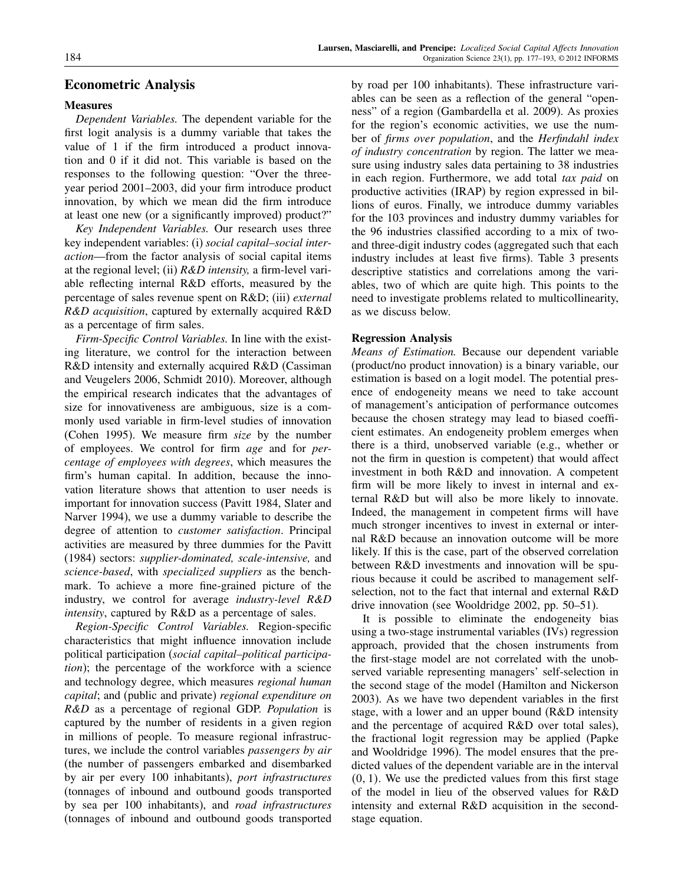## Econometric Analysis

### Measures

*Dependent Variables.* The dependent variable for the first logit analysis is a dummy variable that takes the value of 1 if the firm introduced a product innovation and 0 if it did not. This variable is based on the responses to the following question: "Over the three-year period 2001–2003, did your firm introduce product innovation, by which we mean did the firm introduce at least one new (or a significantly improved) product?"

*Key Independent Variables.* Our research uses three key independent variables: (i) *social capital–social interaction*—from the factor analysis of social capital items at the regional level; (ii) *R&D intensity,* a firm-level variable reflecting internal R&D efforts, measured by the percentage of sales revenue spent on R&D; (iii) *external R&D acquisition*, captured by externally acquired R&D as a percentage of firm sales.

*Firm-Specific Control Variables.* In line with the existing literature, we control for the interaction between R&D intensity and externally acquired R&D (Cassiman and Veugelers 2006, Schmidt 2010). Moreover, although the empirical research indicates that the advantages of size for innovativeness are ambiguous, size is a commonly used variable in firm-level studies of innovation (Cohen 1995). We measure firm *size* by the number of employees. We control for firm *age* and for *percentage of employees with degrees*, which measures the firm's human capital. In addition, because the innovation literature shows that attention to user needs is important for innovation success (Pavitt 1984, Slater and Narver 1994), we use a dummy variable to describe the degree of attention to *customer satisfaction*. Principal activities are measured by three dummies for the Pavitt (1984) sectors: *supplier-dominated, scale-intensive,* and *science-based*, with *specialized suppliers* as the benchmark. To achieve a more fine-grained picture of the industry, we control for average *industry-level R&D intensity*, captured by R&D as a percentage of sales.

*Region-Specific Control Variables.* Region-specific characteristics that might influence innovation include political participation (*social capital–political participation*); the percentage of the workforce with a science and technology degree, which measures *regional human capital*; and (public and private) *regional expenditure on R&D* as a percentage of regional GDP. *Population* is captured by the number of residents in a given region in millions of people. To measure regional infrastructures, we include the control variables *passengers by air* (the number of passengers embarked and disembarked by air per every 100 inhabitants), *port infrastructures* (tonnages of inbound and outbound goods transported by sea per 100 inhabitants), and *road infrastructures* (tonnages of inbound and outbound goods transported by road per 100 inhabitants). These infrastructure variables can be seen as a reflection of the general "openness" of a region (Gambardella et al. 2009). As proxies for the region's economic activities, we use the number of *firms over population*, and the *Herfindahl index of industry concentration* by region. The latter we measure using industry sales data pertaining to 38 industries in each region. Furthermore, we add total *tax paid* on productive activities (IRAP) by region expressed in billions of euros. Finally, we introduce dummy variables for the 103 provinces and industry dummy variables for the 96 industries classified according to a mix of two- and three-digit industry codes (aggregated such that each industry includes at least five firms). Table 3 presents descriptive statistics and correlations among the variables, two of which are quite high. This points to the need to investigate problems related to multicollinearity, as we discuss below.

### Regression Analysis

*Means of Estimation.* Because our dependent variable (product/no product innovation) is a binary variable, our estimation is based on a logit model. The potential presence of endogeneity means we need to take account of management's anticipation of performance outcomes because the chosen strategy may lead to biased coefficient estimates. An endogeneity problem emerges when there is a third, unobserved variable (e.g., whether or not the firm in question is competent) that would affect investment in both R&D and innovation. A competent firm will be more likely to invest in internal and external R&D but will also be more likely to innovate. Indeed, the management in competent firms will have much stronger incentives to invest in external or internal R&D because an innovation outcome will be more likely. If this is the case, part of the observed correlation between R&D investments and innovation will be spurious because it could be ascribed to management self-selection, not to the fact that internal and external R&D drive innovation (see Wooldridge 2002, pp. 50–51).

It is possible to eliminate the endogeneity bias using a two-stage instrumental variables (IVs) regression approach, provided that the chosen instruments from the first-stage model are not correlated with the unobserved variable representing managers' self-selection in the second stage of the model (Hamilton and Nickerson 2003). As we have two dependent variables in the first stage, with a lower and an upper bound (R&D intensity and the percentage of acquired R&D over total sales), the fractional logit regression may be applied (Papke and Wooldridge 1996). The model ensures that the predicted values of the dependent variable are in the interval $(0, 1)$. We use the predicted values from this first stage of the model in lieu of the observed values for R&D intensity and external R&D acquisition in the second-stage equation.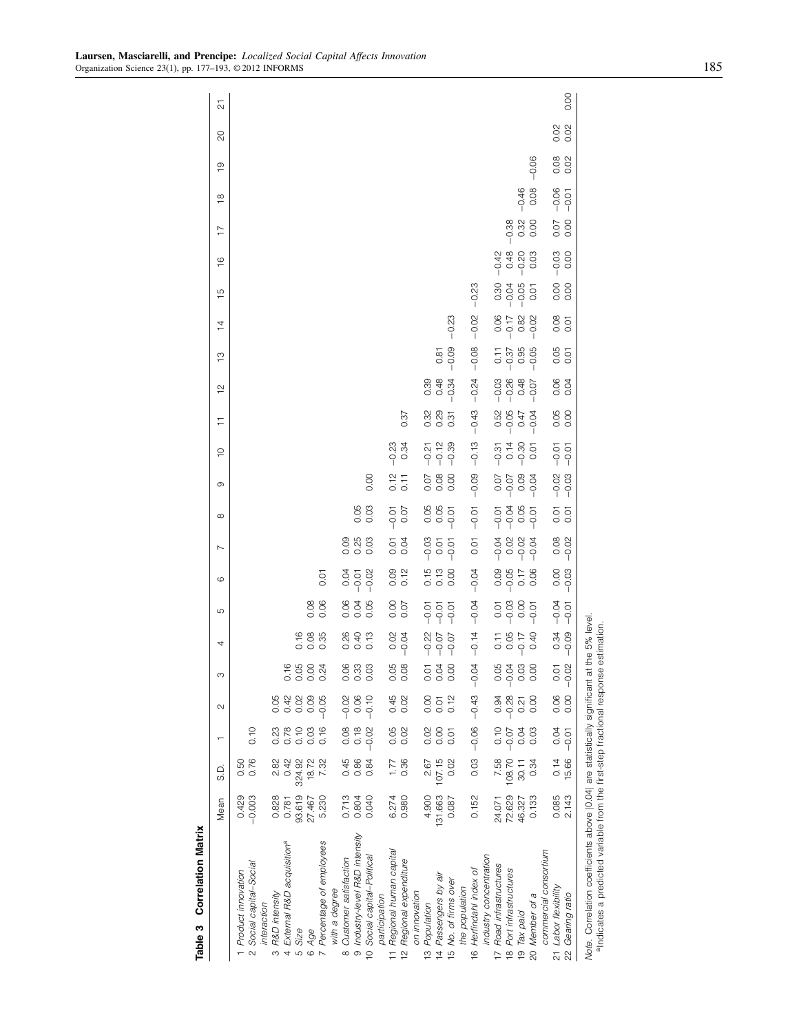**Table 3 Correlation Matrix**

| | Mean | S.D. | 1 | 2 | 3 | 4 | 5 | 6 | 7 | 8 | 9 | 10 | 11 | 12 | 13 | 14 | 15 | 16 | 17 | 18 | 19 | 20 | 21 |
|---|---|---|---|---|---|---|---|---|---|---|---|---|---|---|---|---|---|---|---|---|---|---|---|
| 1 *Product innovation* | 0.429 | 0.50 | | | | | | | | | | | | | | | | | | | | | |
| 2 *Social capital–Social interaction* | −0.003 | 0.76 | 0.10 | | | | | | | | | | | | | | | | | | | | |
| 3 *R&D intensity* | 0.828 | 2.82 | 0.23 | 0.05 | | | | | | | | | | | | | | | | | | | |
| 4 *External R&D acquisition*[a] | 0.781 | 0.42 | 0.78 | 0.42 | 0.16 | | | | | | | | | | | | | | | | | | |
| 5 *Size* | 93.619 | 324.92 | 0.10 | 0.02 | 0.05 | 0.16 | | | | | | | | | | | | | | | | | |
| 6 *Age* | 27.467 | 18.72 | 0.03 | 0.09 | 0.00 | 0.08 | 0.08 | | | | | | | | | | | | | | | | |
| 7 *Percentage of employees with a degree* | 5.230 | 7.32 | 0.16 | −0.05 | 0.24 | 0.35 | 0.06 | 0.01 | | | | | | | | | | | | | | | |
| 8 *Customer satisfaction* | 0.713 | 0.45 | 0.08 | −0.02 | 0.06 | 0.26 | 0.06 | 0.04 | 0.09 | | | | | | | | | | | | | | |
| 9 *Industry-level R&D intensity* | 0.804 | 0.86 | 0.18 | 0.06 | 0.33 | 0.40 | 0.04 | −0.01 | 0.25 | 0.05 | | | | | | | | | | | | | |
| 10 *Social capital–Political participation* | 0.040 | 0.84 | −0.02 | −0.10 | 0.03 | 0.13 | 0.05 | −0.02 | 0.03 | 0.03 | 0.00 | | | | | | | | | | | | |
| 11 *Regional human capital* | 6.274 | 1.77 | 0.05 | 0.45 | 0.05 | 0.02 | 0.00 | 0.09 | 0.01 | −0.01 | 0.12 | −0.23 | | | | | | | | | | | |
| 12 *Regional expenditure on innovation* | 0.980 | 0.36 | 0.02 | 0.02 | 0.08 | −0.04 | 0.07 | 0.12 | 0.04 | 0.07 | 0.11 | 0.34 | 0.37 | | | | | | | | | | |
| 13 *Population* | 4.900 | 2.67 | 0.02 | 0.00 | 0.01 | −0.22 | −0.01 | 0.15 | −0.03 | 0.05 | 0.07 | −0.21 | 0.32 | 0.39 | | | | | | | | | |
| 14 *Passengers by air* | 131.663 | 107.15 | 0.00 | 0.01 | 0.04 | −0.07 | −0.01 | 0.13 | 0.01 | 0.05 | 0.08 | −0.12 | 0.29 | 0.48 | 0.81 | | | | | | | | |
| 15 *No. of firms over the population* | 0.087 | 0.02 | 0.01 | 0.12 | 0.00 | −0.07 | −0.01 | 0.00 | −0.01 | −0.01 | 0.00 | −0.39 | 0.31 | −0.34 | −0.09 | −0.23 | | | | | | | |
| 16 *Herfindahl index of industry concentration* | 0.152 | 0.03 | −0.06 | −0.43 | −0.04 | −0.14 | −0.04 | −0.04 | 0.01 | −0.01 | −0.09 | −0.13 | −0.43 | −0.24 | −0.08 | −0.02 | −0.23 | | | | | | |
| 17 *Road infrastructures* | 24.071 | 7.58 | 0.10 | 0.94 | 0.05 | 0.11 | 0.01 | 0.09 | −0.04 | −0.01 | 0.07 | −0.31 | 0.52 | −0.03 | 0.11 | 0.06 | 0.30 | −0.42 | | | | | |
| 18 *Port infrastructures* | 72.629 | 108.70 | −0.07 | −0.28 | −0.04 | 0.05 | −0.03 | −0.05 | 0.02 | −0.04 | −0.07 | 0.14 | −0.05 | −0.26 | −0.37 | −0.17 | −0.04 | 0.48 | −0.38 | | | | |
| 19 *Tax paid* | 46.327 | 30.11 | 0.04 | 0.21 | 0.03 | −0.17 | 0.00 | 0.17 | −0.02 | 0.05 | 0.09 | −0.30 | 0.47 | 0.48 | 0.95 | 0.82 | −0.05 | −0.20 | 0.32 | −0.46 | | | |
| 20 *Member of a commercial consortium* | 0.133 | 0.34 | 0.03 | 0.00 | 0.00 | 0.40 | −0.01 | 0.06 | −0.04 | −0.01 | −0.04 | 0.01 | −0.04 | −0.07 | −0.05 | −0.02 | 0.01 | 0.03 | 0.00 | 0.08 | −0.06 | | |
| 21 *Labor flexibility* | 0.085 | 0.14 | 0.04 | 0.06 | 0.01 | 0.34 | −0.04 | 0.00 | 0.08 | 0.01 | −0.02 | −0.01 | 0.05 | 0.06 | 0.05 | 0.08 | 0.00 | −0.03 | 0.07 | −0.06 | 0.08 | 0.02 | |
| 22 *Gearing ratio* | 2.143 | 15.66 | −0.01 | 0.00 | −0.02 | −0.09 | −0.01 | −0.03 | −0.02 | 0.01 | −0.03 | −0.01 | 0.00 | 0.04 | 0.01 | 0.01 | 0.00 | 0.00 | 0.00 | −0.01 | 0.02 | 0.02 | 0.00 |

*Note.* Correlation coefficients above |0.04| are statistically significant at the 5% level.
[a]Indicates a predicted variable from the first-step fractional response estimation.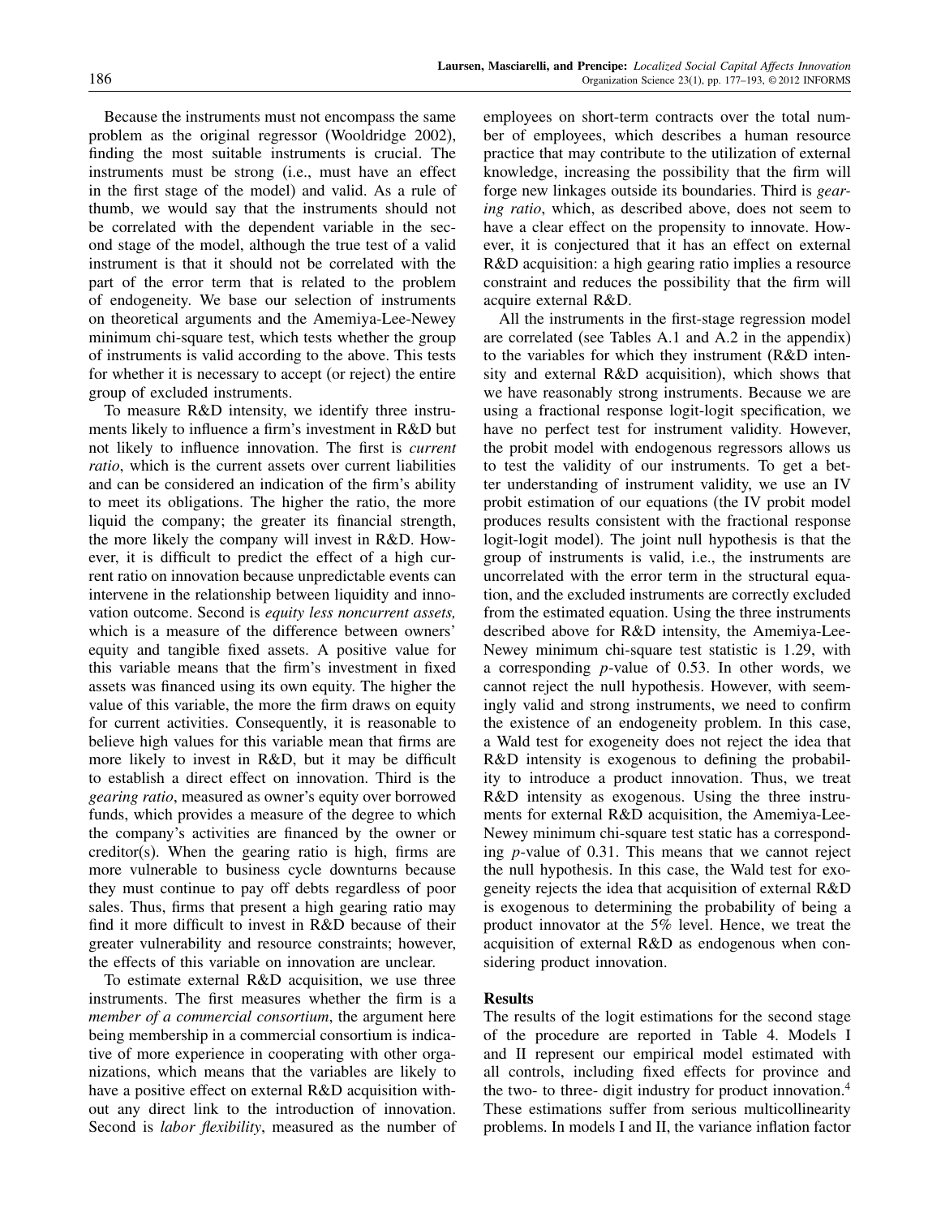Because the instruments must not encompass the same problem as the original regressor (Wooldridge 2002), finding the most suitable instruments is crucial. The instruments must be strong (i.e., must have an effect in the first stage of the model) and valid. As a rule of thumb, we would say that the instruments should not be correlated with the dependent variable in the second stage of the model, although the true test of a valid instrument is that it should not be correlated with the part of the error term that is related to the problem of endogeneity. We base our selection of instruments on theoretical arguments and the Amemiya-Lee-Newey minimum chi-square test, which tests whether the group of instruments is valid according to the above. This tests for whether it is necessary to accept (or reject) the entire group of excluded instruments.

To measure R&D intensity, we identify three instruments likely to influence a firm's investment in R&D but not likely to influence innovation. The first is *current ratio*, which is the current assets over current liabilities and can be considered an indication of the firm's ability to meet its obligations. The higher the ratio, the more liquid the company; the greater its financial strength, the more likely the company will invest in R&D. However, it is difficult to predict the effect of a high current ratio on innovation because unpredictable events can intervene in the relationship between liquidity and innovation outcome. Second is *equity less noncurrent assets,* which is a measure of the difference between owners' equity and tangible fixed assets. A positive value for this variable means that the firm's investment in fixed assets was financed using its own equity. The higher the value of this variable, the more the firm draws on equity for current activities. Consequently, it is reasonable to believe high values for this variable mean that firms are more likely to invest in R&D, but it may be difficult to establish a direct effect on innovation. Third is the *gearing ratio*, measured as owner's equity over borrowed funds, which provides a measure of the degree to which the company's activities are financed by the owner or creditor(s). When the gearing ratio is high, firms are more vulnerable to business cycle downturns because they must continue to pay off debts regardless of poor sales. Thus, firms that present a high gearing ratio may find it more difficult to invest in R&D because of their greater vulnerability and resource constraints; however, the effects of this variable on innovation are unclear.

To estimate external R&D acquisition, we use three instruments. The first measures whether the firm is a *member of a commercial consortium*, the argument here being membership in a commercial consortium is indicative of more experience in cooperating with other organizations, which means that the variables are likely to have a positive effect on external R&D acquisition without any direct link to the introduction of innovation. Second is *labor flexibility*, measured as the number of employees on short-term contracts over the total number of employees, which describes a human resource practice that may contribute to the utilization of external knowledge, increasing the possibility that the firm will forge new linkages outside its boundaries. Third is *gearing ratio*, which, as described above, does not seem to have a clear effect on the propensity to innovate. However, it is conjectured that it has an effect on external R&D acquisition: a high gearing ratio implies a resource constraint and reduces the possibility that the firm will acquire external R&D.

All the instruments in the first-stage regression model are correlated (see Tables A.1 and A.2 in the appendix) to the variables for which they instrument (R&D intensity and external R&D acquisition), which shows that we have reasonably strong instruments. Because we are using a fractional response logit-logit specification, we have no perfect test for instrument validity. However, the probit model with endogenous regressors allows us to test the validity of our instruments. To get a better understanding of instrument validity, we use an IV probit estimation of our equations (the IV probit model produces results consistent with the fractional response logit-logit model). The joint null hypothesis is that the group of instruments is valid, i.e., the instruments are uncorrelated with the error term in the structural equation, and the excluded instruments are correctly excluded from the estimated equation. Using the three instruments described above for R&D intensity, the Amemiya-Lee-Newey minimum chi-square test statistic is 1.29, with a corresponding $p$-value of 0.53. In other words, we cannot reject the null hypothesis. However, with seemingly valid and strong instruments, we need to confirm the existence of an endogeneity problem. In this case, a Wald test for exogeneity does not reject the idea that R&D intensity is exogenous to defining the probability to introduce a product innovation. Thus, we treat R&D intensity as exogenous. Using the three instruments for external R&D acquisition, the Amemiya-Lee-Newey minimum chi-square test static has a corresponding $p$-value of 0.31. This means that we cannot reject the null hypothesis. In this case, the Wald test for exogeneity rejects the idea that acquisition of external R&D is exogenous to determining the probability of being a product innovator at the 5% level. Hence, we treat the acquisition of external R&D as endogenous when considering product innovation.

## Results

The results of the logit estimations for the second stage of the procedure are reported in Table 4. Models I and II represent our empirical model estimated with all controls, including fixed effects for province and the two- to three- digit industry for product innovation.[4] These estimations suffer from serious multicollinearity problems. In models I and II, the variance inflation factor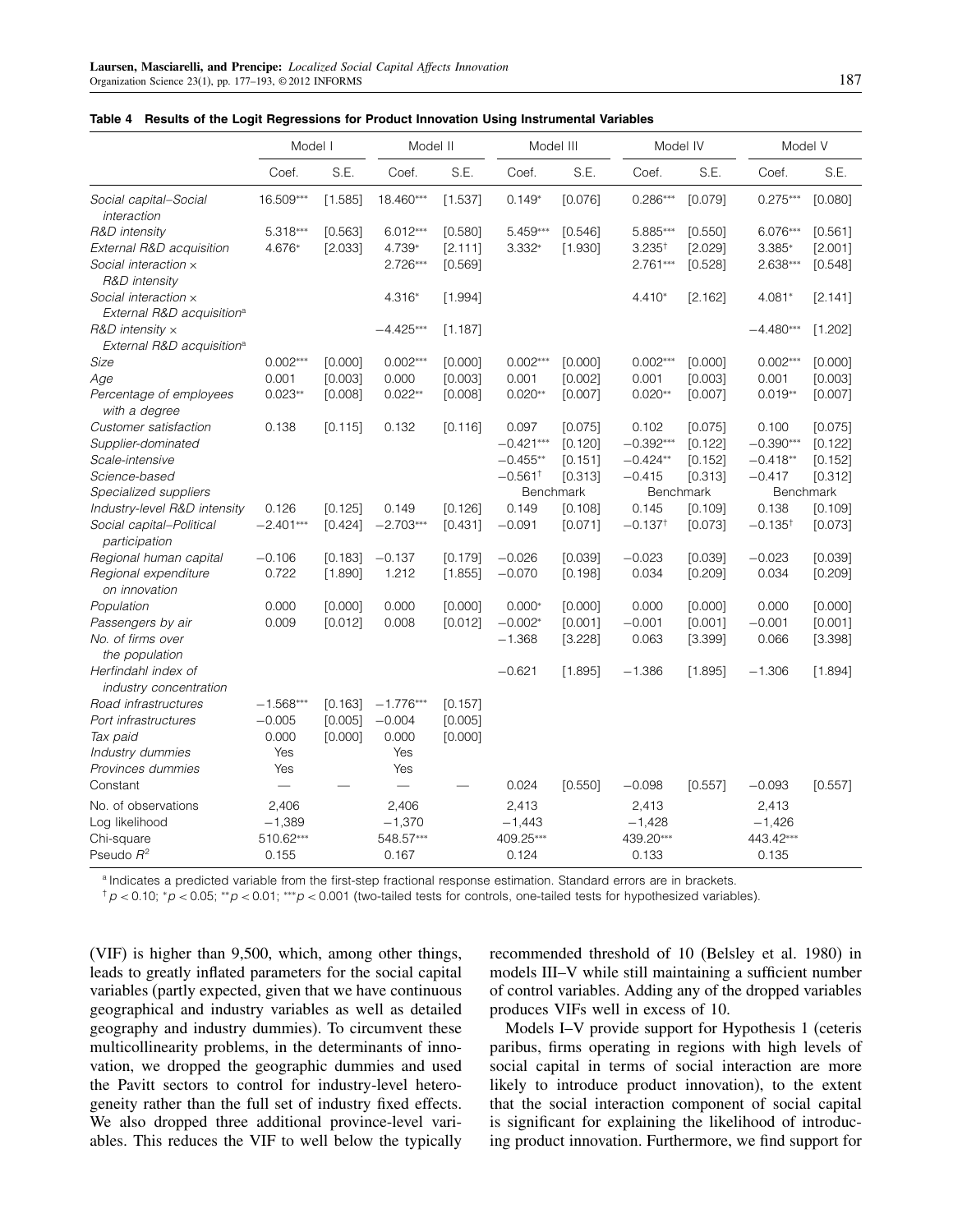**Table 4 Results of the Logit Regressions for Product Innovation Using Instrumental Variables**

| | Model I | | Model II | | Model III | | Model IV | | Model V | |
|---|---|---|---|---|---|---|---|---|---|---|
| | Coef. | S.E. | Coef. | S.E. | Coef. | S.E. | Coef. | S.E. | Coef. | S.E. |
| *Social capital–Social interaction* | 16.509*** | [1.585] | 18.460*** | [1.537] | 0.149* | [0.076] | 0.286*** | [0.079] | 0.275*** | [0.080] |
| *R&D intensity* | 5.318*** | [0.563] | 6.012*** | [0.580] | 5.459*** | [0.546] | 5.885*** | [0.550] | 6.076*** | [0.561] |
| *External R&D acquisition* | 4.676* | [2.033] | 4.739* | [2.111] | 3.332* | [1.930] | 3.235† | [2.029] | 3.385* | [2.001] |
| *Social interaction × R&D intensity* | | | 2.726*** | [0.569] | | | 2.761*** | [0.528] | 2.638*** | [0.548] |
| *Social interaction × External R&D acquisition*[a] | | | 4.316* | [1.994] | | | 4.410* | [2.162] | 4.081* | [2.141] |
| *R&D intensity × External R&D acquisition*[a] | | | −4.425*** | [1.187] | | | | | −4.480*** | [1.202] |
| *Size* | 0.002*** | [0.000] | 0.002*** | [0.000] | 0.002*** | [0.000] | 0.002*** | [0.000] | 0.002*** | [0.000] |
| *Age* | 0.001 | [0.003] | 0.000 | [0.003] | 0.001 | [0.002] | 0.001 | [0.003] | 0.001 | [0.003] |
| *Percentage of employees with a degree* | 0.023** | [0.008] | 0.022** | [0.008] | 0.020** | [0.007] | 0.020** | [0.007] | 0.019** | [0.007] |
| *Customer satisfaction* | 0.138 | [0.115] | 0.132 | [0.116] | 0.097 | [0.075] | 0.102 | [0.075] | 0.100 | [0.075] |
| *Supplier-dominated* | | | | | −0.421*** | [0.120] | −0.392*** | [0.122] | −0.390*** | [0.122] |
| *Scale-intensive* | | | | | −0.455** | [0.151] | −0.424** | [0.152] | −0.418** | [0.152] |
| *Science-based* | | | | | −0.561† | [0.313] | −0.415 | [0.313] | −0.417 | [0.312] |
| *Specialized suppliers* | | | | | Benchmark | | Benchmark | | Benchmark | |
| *Industry-level R&D intensity* | 0.126 | [0.125] | 0.149 | [0.126] | 0.149 | [0.108] | 0.145 | [0.109] | 0.138 | [0.109] |
| *Social capital–Political participation* | −2.401*** | [0.424] | −2.703*** | [0.431] | −0.091 | [0.071] | −0.137† | [0.073] | −0.135† | [0.073] |
| *Regional human capital* | −0.106 | [0.183] | −0.137 | [0.179] | −0.026 | [0.039] | −0.023 | [0.039] | −0.023 | [0.039] |
| *Regional expenditure on innovation* | 0.722 | [1.890] | 1.212 | [1.855] | −0.070 | [0.198] | 0.034 | [0.209] | 0.034 | [0.209] |
| *Population* | 0.000 | [0.000] | 0.000 | [0.000] | 0.000* | [0.000] | 0.000 | [0.000] | 0.000 | [0.000] |
| *Passengers by air* | 0.009 | [0.012] | 0.008 | [0.012] | −0.002* | [0.001] | −0.001 | [0.001] | −0.001 | [0.001] |
| *No. of firms over the population* | | | | | −1.368 | [3.228] | 0.063 | [3.399] | 0.066 | [3.398] |
| *Herfindahl index of industry concentration* | | | | | −0.621 | [1.895] | −1.386 | [1.895] | −1.306 | [1.894] |
| *Road infrastructures* | −1.568*** | [0.163] | −1.776*** | [0.157] | | | | | | |
| *Port infrastructures* | −0.005 | [0.005] | −0.004 | [0.005] | | | | | | |
| *Tax paid* | 0.000 | [0.000] | 0.000 | [0.000] | | | | | | |
| *Industry dummies* | Yes | | Yes | | | | | | | |
| *Provinces dummies* | Yes | | Yes | | | | | | | |
| Constant | — | — | — | — | 0.024 | [0.550] | −0.098 | [0.557] | −0.093 | [0.557] |
| No. of observations | 2,406 | | 2,406 | | 2,413 | | 2,413 | | 2,413 | |
| Log likelihood | −1,389 | | −1,370 | | −1,443 | | −1,428 | | −1,426 | |
| Chi-square | 510.62*** | | 548.57*** | | 409.25*** | | 439.20*** | | 443.42*** | |
| Pseudo $R^2$ | 0.155 | | 0.167 | | 0.124 | | 0.133 | | 0.135 | |

[a] Indicates a predicted variable from the first-step fractional response estimation. Standard errors are in brackets.

† $p < 0.10$; * $p < 0.05$; ** $p < 0.01$; *** $p < 0.001$ (two-tailed tests for controls, one-tailed tests for hypothesized variables).

(VIF) is higher than 9,500, which, among other things, leads to greatly inflated parameters for the social capital variables (partly expected, given that we have continuous geographical and industry variables as well as detailed geography and industry dummies). To circumvent these multicollinearity problems, in the determinants of innovation, we dropped the geographic dummies and used the Pavitt sectors to control for industry-level heterogeneity rather than the full set of industry fixed effects. We also dropped three additional province-level variables. This reduces the VIF to well below the typically recommended threshold of 10 (Belsley et al. 1980) in models III–V while still maintaining a sufficient number of control variables. Adding any of the dropped variables produces VIFs well in excess of 10.

Models I–V provide support for Hypothesis 1 (ceteris paribus, firms operating in regions with high levels of social capital in terms of social interaction are more likely to introduce product innovation), to the extent that the social interaction component of social capital is significant for explaining the likelihood of introducing product innovation. Furthermore, we find support for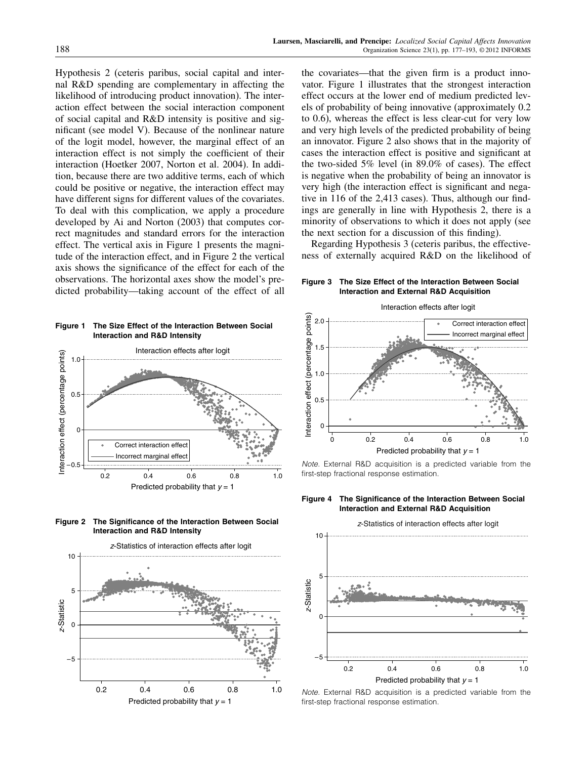Hypothesis 2 (ceteris paribus, social capital and internal R&D spending are complementary in affecting the likelihood of introducing product innovation). The interaction effect between the social interaction component of social capital and R&D intensity is positive and significant (see model V). Because of the nonlinear nature of the logit model, however, the marginal effect of an interaction effect is not simply the coefficient of their interaction (Hoetker 2007, Norton et al. 2004). In addition, because there are two additive terms, each of which could be positive or negative, the interaction effect may have different signs for different values of the covariates. To deal with this complication, we apply a procedure developed by Ai and Norton (2003) that computes correct magnitudes and standard errors for the interaction effect. The vertical axis in Figure 1 presents the magnitude of the interaction effect, and in Figure 2 the vertical axis shows the significance of the effect for each of the observations. The horizontal axes show the model's predicted probability—taking account of the effect of all the covariates—that the given firm is a product innovator. Figure 1 illustrates that the strongest interaction effect occurs at the lower end of medium predicted levels of probability of being innovative (approximately 0.2 to 0.6), whereas the effect is less clear-cut for very low and very high levels of the predicted probability of being an innovator. Figure 2 also shows that in the majority of cases the interaction effect is positive and significant at the two-sided 5% level (in 89.0% of cases). The effect is negative when the probability of being an innovator is very high (the interaction effect is significant and negative in 116 of the 2,413 cases). Thus, although our findings are generally in line with Hypothesis 2, there is a minority of observations to which it does not apply (see the next section for a discussion of this finding).

Regarding Hypothesis 3 (ceteris paribus, the effectiveness of externally acquired R&D on the likelihood of

**Figure 1 The Size Effect of the Interaction Between Social Interaction and R&D Intensity**

**Figure 2 The Significance of the Interaction Between Social Interaction and R&D Intensity**

**Figure 3 The Size Effect of the Interaction Between Social Interaction and External R&D Acquisition**

*Note.* External R&D acquisition is a predicted variable from the first-step fractional response estimation.

**Figure 4 The Significance of the Interaction Between Social Interaction and External R&D Acquisition**

*Note.* External R&D acquisition is a predicted variable from the first-step fractional response estimation.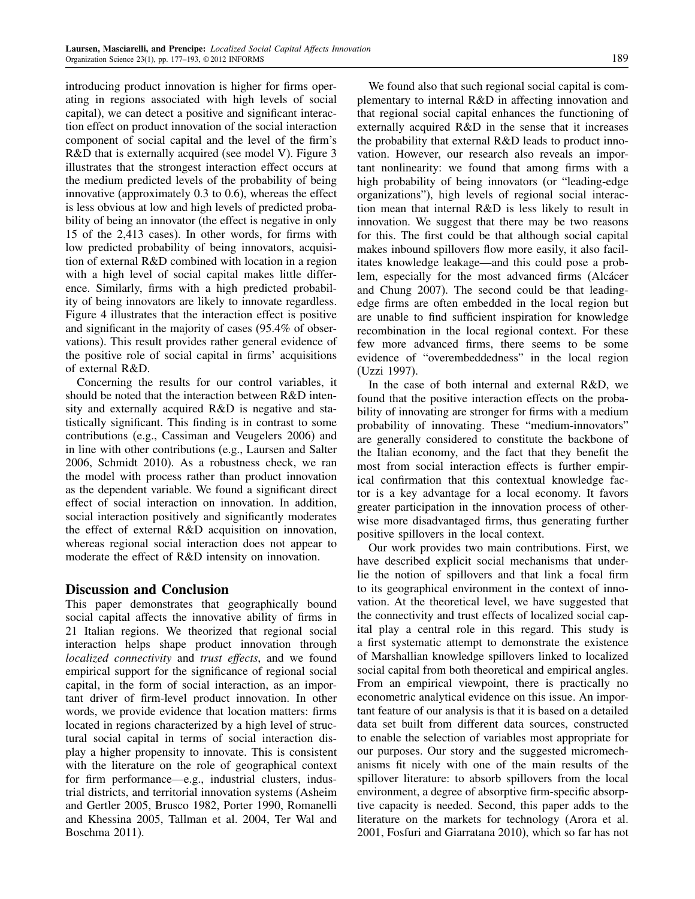introducing product innovation is higher for firms operating in regions associated with high levels of social capital), we can detect a positive and significant interaction effect on product innovation of the social interaction component of social capital and the level of the firm's R&D that is externally acquired (see model V). Figure 3 illustrates that the strongest interaction effect occurs at the medium predicted levels of the probability of being innovative (approximately 0.3 to 0.6), whereas the effect is less obvious at low and high levels of predicted probability of being an innovator (the effect is negative in only 15 of the 2,413 cases). In other words, for firms with low predicted probability of being innovators, acquisition of external R&D combined with location in a region with a high level of social capital makes little difference. Similarly, firms with a high predicted probability of being innovators are likely to innovate regardless. Figure 4 illustrates that the interaction effect is positive and significant in the majority of cases (95.4% of observations). This result provides rather general evidence of the positive role of social capital in firms' acquisitions of external R&D.

Concerning the results for our control variables, it should be noted that the interaction between R&D intensity and externally acquired R&D is negative and statistically significant. This finding is in contrast to some contributions (e.g., Cassiman and Veugelers 2006) and in line with other contributions (e.g., Laursen and Salter 2006, Schmidt 2010). As a robustness check, we ran the model with process rather than product innovation as the dependent variable. We found a significant direct effect of social interaction on innovation. In addition, social interaction positively and significantly moderates the effect of external R&D acquisition on innovation, whereas regional social interaction does not appear to moderate the effect of R&D intensity on innovation.

## Discussion and Conclusion

This paper demonstrates that geographically bound social capital affects the innovative ability of firms in 21 Italian regions. We theorized that regional social interaction helps shape product innovation through *localized connectivity* and *trust effects*, and we found empirical support for the significance of regional social capital, in the form of social interaction, as an important driver of firm-level product innovation. In other words, we provide evidence that location matters: firms located in regions characterized by a high level of structural social capital in terms of social interaction display a higher propensity to innovate. This is consistent with the literature on the role of geographical context for firm performance—e.g., industrial clusters, industrial districts, and territorial innovation systems (Asheim and Gertler 2005, Brusco 1982, Porter 1990, Romanelli and Khessina 2005, Tallman et al. 2004, Ter Wal and Boschma 2011).

We found also that such regional social capital is complementary to internal R&D in affecting innovation and that regional social capital enhances the functioning of externally acquired R&D in the sense that it increases the probability that external R&D leads to product innovation. However, our research also reveals an important nonlinearity: we found that among firms with a high probability of being innovators (or "leading-edge organizations"), high levels of regional social interaction mean that internal R&D is less likely to result in innovation. We suggest that there may be two reasons for this. The first could be that although social capital makes inbound spillovers flow more easily, it also facilitates knowledge leakage—and this could pose a problem, especially for the most advanced firms (Alcácer and Chung 2007). The second could be that leading-edge firms are often embedded in the local region but are unable to find sufficient inspiration for knowledge recombination in the local regional context. For these few more advanced firms, there seems to be some evidence of "overembeddedness" in the local region (Uzzi 1997).

In the case of both internal and external R&D, we found that the positive interaction effects on the probability of innovating are stronger for firms with a medium probability of innovating. These "medium-innovators" are generally considered to constitute the backbone of the Italian economy, and the fact that they benefit the most from social interaction effects is further empirical confirmation that this contextual knowledge factor is a key advantage for a local economy. It favors greater participation in the innovation process of otherwise more disadvantaged firms, thus generating further positive spillovers in the local context.

Our work provides two main contributions. First, we have described explicit social mechanisms that underlie the notion of spillovers and that link a focal firm to its geographical environment in the context of innovation. At the theoretical level, we have suggested that the connectivity and trust effects of localized social capital play a central role in this regard. This study is a first systematic attempt to demonstrate the existence of Marshallian knowledge spillovers linked to localized social capital from both theoretical and empirical angles. From an empirical viewpoint, there is practically no econometric analytical evidence on this issue. An important feature of our analysis is that it is based on a detailed data set built from different data sources, constructed to enable the selection of variables most appropriate for our purposes. Our story and the suggested micromechanisms fit nicely with one of the main results of the spillover literature: to absorb spillovers from the local environment, a degree of absorptive firm-specific absorptive capacity is needed. Second, this paper adds to the literature on the markets for technology (Arora et al. 2001, Fosfuri and Giarratana 2010), which so far has not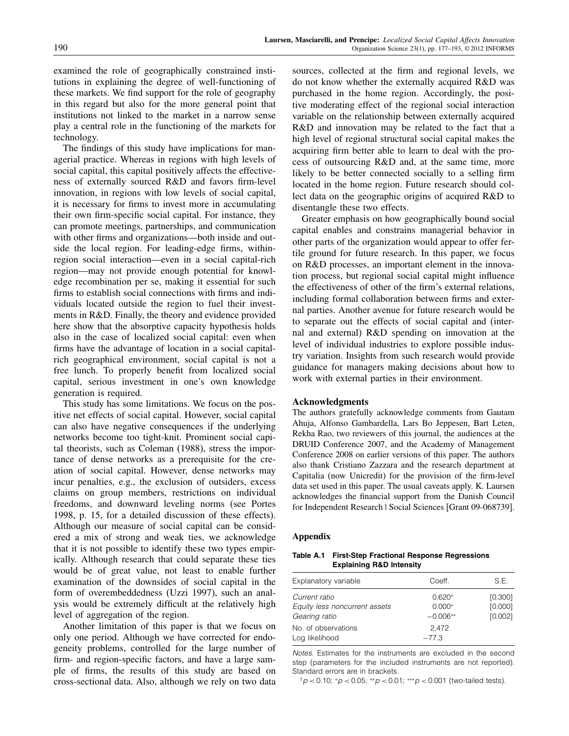examined the role of geographically constrained institutions in explaining the degree of well-functioning of these markets. We find support for the role of geography in this regard but also for the more general point that institutions not linked to the market in a narrow sense play a central role in the functioning of the markets for technology.

The findings of this study have implications for managerial practice. Whereas in regions with high levels of social capital, this capital positively affects the effectiveness of externally sourced R&D and favors firm-level innovation, in regions with low levels of social capital, it is necessary for firms to invest more in accumulating their own firm-specific social capital. For instance, they can promote meetings, partnerships, and communication with other firms and organizations—both inside and outside the local region. For leading-edge firms, within-region social interaction—even in a social capital-rich region—may not provide enough potential for knowledge recombination per se, making it essential for such firms to establish social connections with firms and individuals located outside the region to fuel their investments in R&D. Finally, the theory and evidence provided here show that the absorptive capacity hypothesis holds also in the case of localized social capital: even when firms have the advantage of location in a social capital-rich geographical environment, social capital is not a free lunch. To properly benefit from localized social capital, serious investment in one's own knowledge generation is required.

This study has some limitations. We focus on the positive net effects of social capital. However, social capital can also have negative consequences if the underlying networks become too tight-knit. Prominent social capital theorists, such as Coleman (1988), stress the importance of dense networks as a prerequisite for the creation of social capital. However, dense networks may incur penalties, e.g., the exclusion of outsiders, excess claims on group members, restrictions on individual freedoms, and downward leveling norms (see Portes 1998, p. 15, for a detailed discussion of these effects). Although our measure of social capital can be considered a mix of strong and weak ties, we acknowledge that it is not possible to identify these two types empirically. Although research that could separate these ties would be of great value, not least to enable further examination of the downsides of social capital in the form of overembeddedness (Uzzi 1997), such an analysis would be extremely difficult at the relatively high level of aggregation of the region.

Another limitation of this paper is that we focus on only one period. Although we have corrected for endogeneity problems, controlled for the large number of firm- and region-specific factors, and have a large sample of firms, the results of this study are based on cross-sectional data. Also, although we rely on two data sources, collected at the firm and regional levels, we do not know whether the externally acquired R&D was purchased in the home region. Accordingly, the positive moderating effect of the regional social interaction variable on the relationship between externally acquired R&D and innovation may be related to the fact that a high level of regional structural social capital makes the acquiring firm better able to learn to deal with the process of outsourcing R&D and, at the same time, more likely to be better connected socially to a selling firm located in the home region. Future research should collect data on the geographic origins of acquired R&D to disentangle these two effects.

Greater emphasis on how geographically bound social capital enables and constrains managerial behavior in other parts of the organization would appear to offer fertile ground for future research. In this paper, we focus on R&D processes, an important element in the innovation process, but regional social capital might influence the effectiveness of other of the firm's external relations, including formal collaboration between firms and external parties. Another avenue for future research would be to separate out the effects of social capital and (internal and external) R&D spending on innovation at the level of individual industries to explore possible industry variation. Insights from such research would provide guidance for managers making decisions about how to work with external parties in their environment.

## Acknowledgments

The authors gratefully acknowledge comments from Gautam Ahuja, Alfonso Gambardella, Lars Bo Jeppesen, Bart Leten, Rekha Rao, two reviewers of this journal, the audiences at the DRUID Conference 2007, and the Academy of Management Conference 2008 on earlier versions of this paper. The authors also thank Cristiano Zazzara and the research department at Capitalia (now Unicredit) for the provision of the firm-level data set used in this paper. The usual caveats apply. K. Laursen acknowledges the financial support from the Danish Council for Independent Research | Social Sciences [Grant 09-068739].

## Appendix

**Table A.1 First-Step Fractional Response Regressions Explaining R&D Intensity**

| Explanatory variable | Coeff. | S.E. |
|---|---|---|
| *Current ratio* | 0.620* | [0.300] |
| *Equity less noncurrent assets* | 0.000* | [0.000] |
| *Gearing ratio* | −0.006** | [0.002] |
| No. of observations | 2,472 | |
| Log likelihood | −77.3 | |

*Notes.* Estimates for the instruments are excluded in the second step (parameters for the included instruments are not reported). Standard errors are in brackets.

†$p < 0.10$; *$p < 0.05$; **$p < 0.01$; ***$p < 0.001$ (two-tailed tests).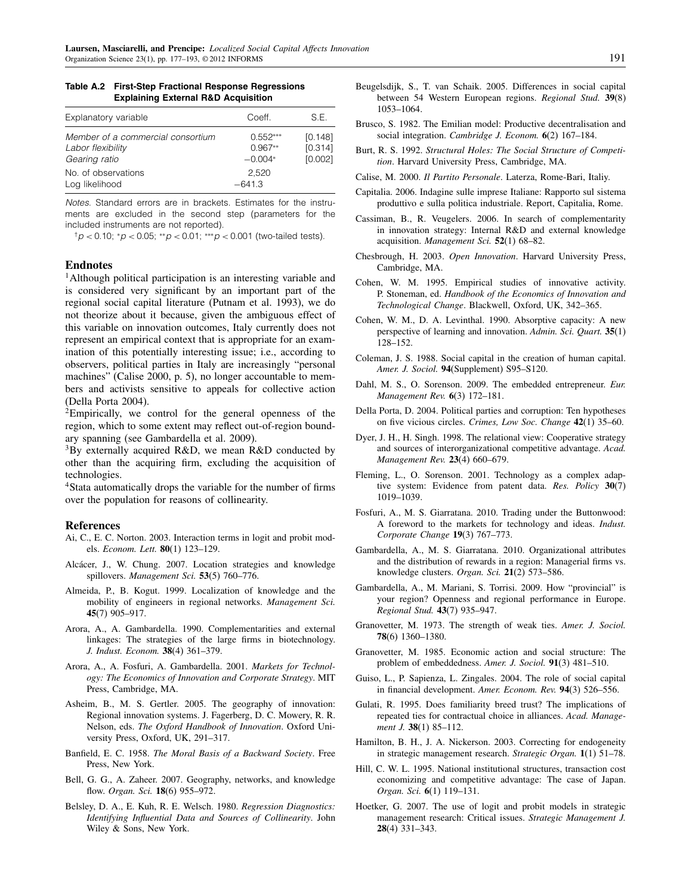**Table A.2 First-Step Fractional Response Regressions Explaining External R&D Acquisition**

| Explanatory variable | Coeff. | S.E. |
|---|---|---|
| Member of a commercial consortium | 0.552*** | [0.148] |
| Labor flexibility | 0.967** | [0.314] |
| Gearing ratio | −0.004* | [0.002] |
| No. of observations | 2,520 | |
| Log likelihood | −641.3 | |

*Notes.* Standard errors are in brackets. Estimates for the instruments are excluded in the second step (parameters for the included instruments are not reported).

†$p < 0.10$; *$p < 0.05$; **$p < 0.01$; ***$p < 0.001$ (two-tailed tests).

## Endnotes

[1]Although political participation is an interesting variable and is considered very significant by an important part of the regional social capital literature (Putnam et al. 1993), we do not theorize about it because, given the ambiguous effect of this variable on innovation outcomes, Italy currently does not represent an empirical context that is appropriate for an examination of this potentially interesting issue; i.e., according to observers, political parties in Italy are increasingly "personal machines" (Calise 2000, p. 5), no longer accountable to members and activists sensitive to appeals for collective action (Della Porta 2004).

[2]Empirically, we control for the general openness of the region, which to some extent may reflect out-of-region boundary spanning (see Gambardella et al. 2009).

[3]By externally acquired R&D, we mean R&D conducted by other than the acquiring firm, excluding the acquisition of technologies.

[4]Stata automatically drops the variable for the number of firms over the population for reasons of collinearity.

## References

Ai, C., E. C. Norton. 2003. Interaction terms in logit and probit models. *Econom. Lett.* **80**(1) 123–129.

Alcácer, J., W. Chung. 2007. Location strategies and knowledge spillovers. *Management Sci.* **53**(5) 760–776.

Almeida, P., B. Kogut. 1999. Localization of knowledge and the mobility of engineers in regional networks. *Management Sci.* **45**(7) 905–917.

Arora, A., A. Gambardella. 1990. Complementarities and external linkages: The strategies of the large firms in biotechnology. *J. Indust. Econom.* **38**(4) 361–379.

Arora, A., A. Fosfuri, A. Gambardella. 2001. *Markets for Technology: The Economics of Innovation and Corporate Strategy*. MIT Press, Cambridge, MA.

Asheim, B., M. S. Gertler. 2005. The geography of innovation: Regional innovation systems. J. Fagerberg, D. C. Mowery, R. R. Nelson, eds. *The Oxford Handbook of Innovation*. Oxford University Press, Oxford, UK, 291–317.

Banfield, E. C. 1958. *The Moral Basis of a Backward Society*. Free Press, New York.

Bell, G. G., A. Zaheer. 2007. Geography, networks, and knowledge flow. *Organ. Sci.* **18**(6) 955–972.

Belsley, D. A., E. Kuh, R. E. Welsch. 1980. *Regression Diagnostics: Identifying Influential Data and Sources of Collinearity*. John Wiley & Sons, New York.

Beugelsdijk, S., T. van Schaik. 2005. Differences in social capital between 54 Western European regions. *Regional Stud.* **39**(8) 1053–1064.

Brusco, S. 1982. The Emilian model: Productive decentralisation and social integration. *Cambridge J. Econom.* **6**(2) 167–184.

Burt, R. S. 1992. *Structural Holes: The Social Structure of Competition*. Harvard University Press, Cambridge, MA.

Calise, M. 2000. *Il Partito Personale*. Laterza, Rome-Bari, Italiy.

Capitalia. 2006. Indagine sulle imprese Italiane: Rapporto sul sistema produttivo e sulla politica industriale. Report, Capitalia, Rome.

Cassiman, B., R. Veugelers. 2006. In search of complementarity in innovation strategy: Internal R&D and external knowledge acquisition. *Management Sci.* **52**(1) 68–82.

Chesbrough, H. 2003. *Open Innovation*. Harvard University Press, Cambridge, MA.

Cohen, W. M. 1995. Empirical studies of innovative activity. P. Stoneman, ed. *Handbook of the Economics of Innovation and Technological Change*. Blackwell, Oxford, UK, 342–365.

Cohen, W. M., D. A. Levinthal. 1990. Absorptive capacity: A new perspective of learning and innovation. *Admin. Sci. Quart.* **35**(1) 128–152.

Coleman, J. S. 1988. Social capital in the creation of human capital. *Amer. J. Sociol.* **94**(Supplement) S95–S120.

Dahl, M. S., O. Sorenson. 2009. The embedded entrepreneur. *Eur. Management Rev.* **6**(3) 172–181.

Della Porta, D. 2004. Political parties and corruption: Ten hypotheses on five vicious circles. *Crimes, Low Soc. Change* **42**(1) 35–60.

Dyer, J. H., H. Singh. 1998. The relational view: Cooperative strategy and sources of interorganizational competitive advantage. *Acad. Management Rev.* **23**(4) 660–679.

Fleming, L., O. Sorenson. 2001. Technology as a complex adaptive system: Evidence from patent data. *Res. Policy* **30**(7) 1019–1039.

Fosfuri, A., M. S. Giarratana. 2010. Trading under the Buttonwood: A foreword to the markets for technology and ideas. *Indust. Corporate Change* **19**(3) 767–773.

Gambardella, A., M. S. Giarratana. 2010. Organizational attributes and the distribution of rewards in a region: Managerial firms vs. knowledge clusters. *Organ. Sci.* **21**(2) 573–586.

Gambardella, A., M. Mariani, S. Torrisi. 2009. How "provincial" is your region? Openness and regional performance in Europe. *Regional Stud.* **43**(7) 935–947.

Granovetter, M. 1973. The strength of weak ties. *Amer. J. Sociol.* **78**(6) 1360–1380.

Granovetter, M. 1985. Economic action and social structure: The problem of embeddedness. *Amer. J. Sociol.* **91**(3) 481–510.

Guiso, L., P. Sapienza, L. Zingales. 2004. The role of social capital in financial development. *Amer. Econom. Rev.* **94**(3) 526–556.

Gulati, R. 1995. Does familiarity breed trust? The implications of repeated ties for contractual choice in alliances. *Acad. Management J.* **38**(1) 85–112.

Hamilton, B. H., J. A. Nickerson. 2003. Correcting for endogeneity in strategic management research. *Strategic Organ.* **1**(1) 51–78.

Hill, C. W. L. 1995. National institutional structures, transaction cost economizing and competitive advantage: The case of Japan. *Organ. Sci.* **6**(1) 119–131.

Hoetker, G. 2007. The use of logit and probit models in strategic management research: Critical issues. *Strategic Management J.* **28**(4) 331–343.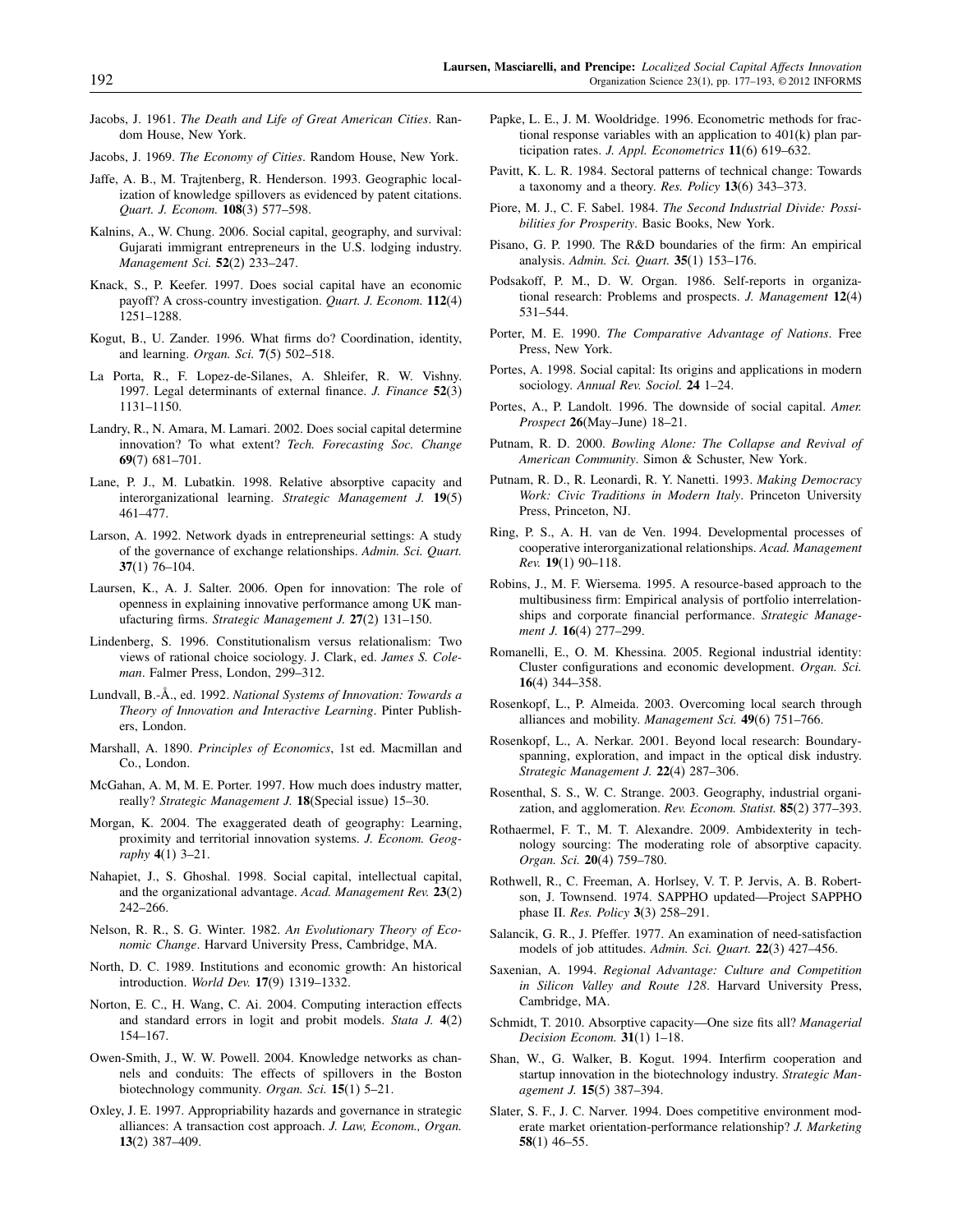Jacobs, J. 1961. *The Death and Life of Great American Cities*. Random House, New York.

Jacobs, J. 1969. *The Economy of Cities*. Random House, New York.

Jaffe, A. B., M. Trajtenberg, R. Henderson. 1993. Geographic localization of knowledge spillovers as evidenced by patent citations. *Quart. J. Econom.* **108**(3) 577–598.

Kalnins, A., W. Chung. 2006. Social capital, geography, and survival: Gujarati immigrant entrepreneurs in the U.S. lodging industry. *Management Sci.* **52**(2) 233–247.

Knack, S., P. Keefer. 1997. Does social capital have an economic payoff? A cross-country investigation. *Quart. J. Econom.* **112**(4) 1251–1288.

Kogut, B., U. Zander. 1996. What firms do? Coordination, identity, and learning. *Organ. Sci.* **7**(5) 502–518.

La Porta, R., F. Lopez-de-Silanes, A. Shleifer, R. W. Vishny. 1997. Legal determinants of external finance. *J. Finance* **52**(3) 1131–1150.

Landry, R., N. Amara, M. Lamari. 2002. Does social capital determine innovation? To what extent? *Tech. Forecasting Soc. Change* **69**(7) 681–701.

Lane, P. J., M. Lubatkin. 1998. Relative absorptive capacity and interorganizational learning. *Strategic Management J.* **19**(5) 461–477.

Larson, A. 1992. Network dyads in entrepreneurial settings: A study of the governance of exchange relationships. *Admin. Sci. Quart.* **37**(1) 76–104.

Laursen, K., A. J. Salter. 2006. Open for innovation: The role of openness in explaining innovative performance among UK manufacturing firms. *Strategic Management J.* **27**(2) 131–150.

Lindenberg, S. 1996. Constitutionalism versus relationalism: Two views of rational choice sociology. J. Clark, ed. *James S. Coleman*. Falmer Press, London, 299–312.

Lundvall, B.-Å., ed. 1992. *National Systems of Innovation: Towards a Theory of Innovation and Interactive Learning*. Pinter Publishers, London.

Marshall, A. 1890. *Principles of Economics*, 1st ed. Macmillan and Co., London.

McGahan, A. M, M. E. Porter. 1997. How much does industry matter, really? *Strategic Management J.* **18**(Special issue) 15–30.

Morgan, K. 2004. The exaggerated death of geography: Learning, proximity and territorial innovation systems. *J. Econom. Geography* **4**(1) 3–21.

Nahapiet, J., S. Ghoshal. 1998. Social capital, intellectual capital, and the organizational advantage. *Acad. Management Rev.* **23**(2) 242–266.

Nelson, R. R., S. G. Winter. 1982. *An Evolutionary Theory of Economic Change*. Harvard University Press, Cambridge, MA.

North, D. C. 1989. Institutions and economic growth: An historical introduction. *World Dev.* **17**(9) 1319–1332.

Norton, E. C., H. Wang, C. Ai. 2004. Computing interaction effects and standard errors in logit and probit models. *Stata J.* **4**(2) 154–167.

Owen-Smith, J., W. W. Powell. 2004. Knowledge networks as channels and conduits: The effects of spillovers in the Boston biotechnology community. *Organ. Sci.* **15**(1) 5–21.

Oxley, J. E. 1997. Appropriability hazards and governance in strategic alliances: A transaction cost approach. *J. Law, Econom., Organ.* **13**(2) 387–409.

Papke, L. E., J. M. Wooldridge. 1996. Econometric methods for fractional response variables with an application to 401(k) plan participation rates. *J. Appl. Econometrics* **11**(6) 619–632.

Pavitt, K. L. R. 1984. Sectoral patterns of technical change: Towards a taxonomy and a theory. *Res. Policy* **13**(6) 343–373.

Piore, M. J., C. F. Sabel. 1984. *The Second Industrial Divide: Possibilities for Prosperity*. Basic Books, New York.

Pisano, G. P. 1990. The R&D boundaries of the firm: An empirical analysis. *Admin. Sci. Quart.* **35**(1) 153–176.

Podsakoff, P. M., D. W. Organ. 1986. Self-reports in organizational research: Problems and prospects. *J. Management* **12**(4) 531–544.

Porter, M. E. 1990. *The Comparative Advantage of Nations*. Free Press, New York.

Portes, A. 1998. Social capital: Its origins and applications in modern sociology. *Annual Rev. Sociol.* **24** 1–24.

Portes, A., P. Landolt. 1996. The downside of social capital. *Amer. Prospect* **26**(May–June) 18–21.

Putnam, R. D. 2000. *Bowling Alone: The Collapse and Revival of American Community*. Simon & Schuster, New York.

Putnam, R. D., R. Leonardi, R. Y. Nanetti. 1993. *Making Democracy Work: Civic Traditions in Modern Italy*. Princeton University Press, Princeton, NJ.

Ring, P. S., A. H. van de Ven. 1994. Developmental processes of cooperative interorganizational relationships. *Acad. Management Rev.* **19**(1) 90–118.

Robins, J., M. F. Wiersema. 1995. A resource-based approach to the multibusiness firm: Empirical analysis of portfolio interrelationships and corporate financial performance. *Strategic Management J.* **16**(4) 277–299.

Romanelli, E., O. M. Khessina. 2005. Regional industrial identity: Cluster configurations and economic development. *Organ. Sci.* **16**(4) 344–358.

Rosenkopf, L., P. Almeida. 2003. Overcoming local search through alliances and mobility. *Management Sci.* **49**(6) 751–766.

Rosenkopf, L., A. Nerkar. 2001. Beyond local research: Boundary-spanning, exploration, and impact in the optical disk industry. *Strategic Management J.* **22**(4) 287–306.

Rosenthal, S. S., W. C. Strange. 2003. Geography, industrial organization, and agglomeration. *Rev. Econom. Statist.* **85**(2) 377–393.

Rothaermel, F. T., M. T. Alexandre. 2009. Ambidexterity in technology sourcing: The moderating role of absorptive capacity. *Organ. Sci.* **20**(4) 759–780.

Rothwell, R., C. Freeman, A. Horlsey, V. T. P. Jervis, A. B. Robertson, J. Townsend. 1974. SAPPHO updated—Project SAPPHO phase II. *Res. Policy* **3**(3) 258–291.

Salancik, G. R., J. Pfeffer. 1977. An examination of need-satisfaction models of job attitudes. *Admin. Sci. Quart.* **22**(3) 427–456.

Saxenian, A. 1994. *Regional Advantage: Culture and Competition in Silicon Valley and Route 128*. Harvard University Press, Cambridge, MA.

Schmidt, T. 2010. Absorptive capacity—One size fits all? *Managerial Decision Econom.* **31**(1) 1–18.

Shan, W., G. Walker, B. Kogut. 1994. Interfirm cooperation and startup innovation in the biotechnology industry. *Strategic Management J.* **15**(5) 387–394.

Slater, S. F., J. C. Narver. 1994. Does competitive environment moderate market orientation-performance relationship? *J. Marketing* **58**(1) 46–55.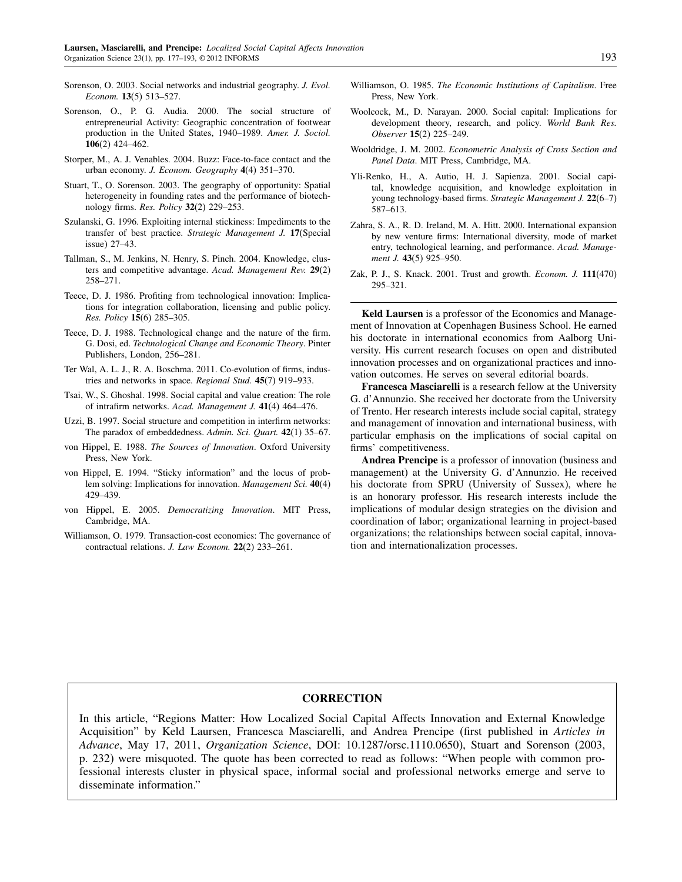Sorenson, O. 2003. Social networks and industrial geography. *J. Evol. Econom.* **13**(5) 513–527.

Sorenson, O., P. G. Audia. 2000. The social structure of entrepreneurial Activity: Geographic concentration of footwear production in the United States, 1940–1989. *Amer. J. Sociol.* **106**(2) 424–462.

Storper, M., A. J. Venables. 2004. Buzz: Face-to-face contact and the urban economy. *J. Econom. Geography* **4**(4) 351–370.

Stuart, T., O. Sorenson. 2003. The geography of opportunity: Spatial heterogeneity in founding rates and the performance of biotechnology firms. *Res. Policy* **32**(2) 229–253.

Szulanski, G. 1996. Exploiting internal stickiness: Impediments to the transfer of best practice. *Strategic Management J.* **17**(Special issue) 27–43.

Tallman, S., M. Jenkins, N. Henry, S. Pinch. 2004. Knowledge, clusters and competitive advantage. *Acad. Management Rev.* **29**(2) 258–271.

Teece, D. J. 1986. Profiting from technological innovation: Implications for integration collaboration, licensing and public policy. *Res. Policy* **15**(6) 285–305.

Teece, D. J. 1988. Technological change and the nature of the firm. G. Dosi, ed. *Technological Change and Economic Theory*. Pinter Publishers, London, 256–281.

Ter Wal, A. L. J., R. A. Boschma. 2011. Co-evolution of firms, industries and networks in space. *Regional Stud.* **45**(7) 919–933.

Tsai, W., S. Ghoshal. 1998. Social capital and value creation: The role of intrafirm networks. *Acad. Management J.* **41**(4) 464–476.

Uzzi, B. 1997. Social structure and competition in interfirm networks: The paradox of embeddedness. *Admin. Sci. Quart.* **42**(1) 35–67.

von Hippel, E. 1988. *The Sources of Innovation*. Oxford University Press, New York.

von Hippel, E. 1994. "Sticky information" and the locus of problem solving: Implications for innovation. *Management Sci.* **40**(4) 429–439.

von Hippel, E. 2005. *Democratizing Innovation*. MIT Press, Cambridge, MA.

Williamson, O. 1979. Transaction-cost economics: The governance of contractual relations. *J. Law Econom.* **22**(2) 233–261.

Williamson, O. 1985. *The Economic Institutions of Capitalism*. Free Press, New York.

Woolcock, M., D. Narayan. 2000. Social capital: Implications for development theory, research, and policy. *World Bank Res. Observer* **15**(2) 225–249.

Wooldridge, J. M. 2002. *Econometric Analysis of Cross Section and Panel Data*. MIT Press, Cambridge, MA.

Yli-Renko, H., A. Autio, H. J. Sapienza. 2001. Social capital, knowledge acquisition, and knowledge exploitation in young technology-based firms. *Strategic Management J.* **22**(6–7) 587–613.

Zahra, S. A., R. D. Ireland, M. A. Hitt. 2000. International expansion by new venture firms: International diversity, mode of market entry, technological learning, and performance. *Acad. Management J.* **43**(5) 925–950.

Zak, P. J., S. Knack. 2001. Trust and growth. *Econom. J.* **111**(470) 295–321.

---

**Keld Laursen** is a professor of the Economics and Management of Innovation at Copenhagen Business School. He earned his doctorate in international economics from Aalborg University. His current research focuses on open and distributed innovation processes and on organizational practices and innovation outcomes. He serves on several editorial boards.

**Francesca Masciarelli** is a research fellow at the University G. d'Annunzio. She received her doctorate from the University of Trento. Her research interests include social capital, strategy and management of innovation and international business, with particular emphasis on the implications of social capital on firms' competitiveness.

**Andrea Prencipe** is a professor of innovation (business and management) at the University G. d'Annunzio. He received his doctorate from SPRU (University of Sussex), where he is an honorary professor. His research interests include the implications of modular design strategies on the division and coordination of labor; organizational learning in project-based organizations; the relationships between social capital, innovation and internationalization processes.

## CORRECTION

In this article, "Regions Matter: How Localized Social Capital Affects Innovation and External Knowledge Acquisition" by Keld Laursen, Francesca Masciarelli, and Andrea Prencipe (first published in *Articles in Advance*, May 17, 2011, *Organization Science*, DOI: 10.1287/orsc.1110.0650), Stuart and Sorenson (2003, p. 232) were misquoted. The quote has been corrected to read as follows: "When people with common professional interests cluster in physical space, informal social and professional networks emerge and serve to disseminate information."